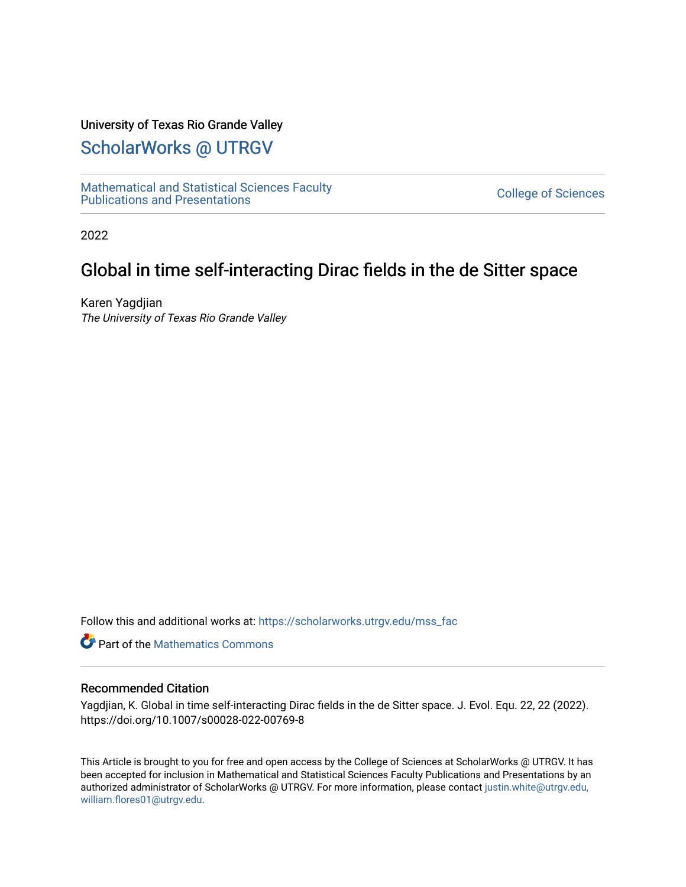University of Texas Rio Grande Valley

# ScholarWorks @ UTRGV

Mathematical and Statistical Sciences Faculty Publications and Presentations

College of Sciences

2022

## Global in time self-interacting Dirac fields in the de Sitter space

Karen Yagdjian

*The University of Texas Rio Grande Valley*

Follow this and additional works at: https://scholarworks.utrgv.edu/mss_fac

Part of the Mathematics Commons

### Recommended Citation

Yagdjian, K. Global in time self-interacting Dirac fields in the de Sitter space. J. Evol. Equ. 22, 22 (2022). https://doi.org/10.1007/s00028-022-00769-8

This Article is brought to you for free and open access by the College of Sciences at ScholarWorks @ UTRGV. It has been accepted for inclusion in Mathematical and Statistical Sciences Faculty Publications and Presentations by an authorized administrator of ScholarWorks @ UTRGV. For more information, please contact justin.white@utrgv.edu, william.flores01@utrgv.edu.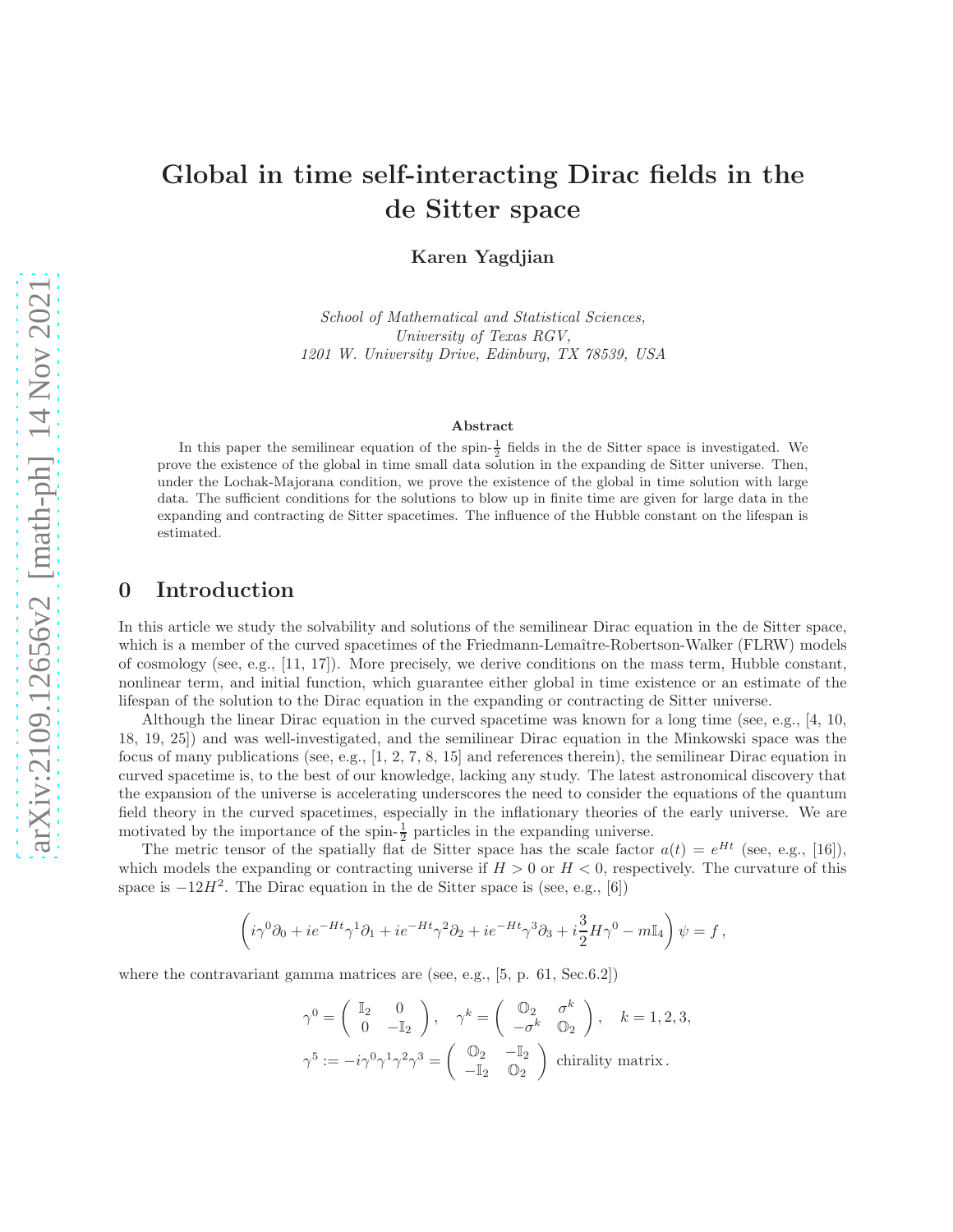# Global in time self-interacting Dirac fields in the de Sitter space

**Karen Yagdjian**

*School of Mathematical and Statistical Sciences,*
*University of Texas RGV,*
*1201 W. University Drive, Edinburg, TX 78539, USA*

### Abstract

In this paper the semilinear equation of the spin-$\frac{1}{2}$ fields in the de Sitter space is investigated. We prove the existence of the global in time small data solution in the expanding de Sitter universe. Then, under the Lochak-Majorana condition, we prove the existence of the global in time solution with large data. The sufficient conditions for the solutions to blow up in finite time are given for large data in the expanding and contracting de Sitter spacetimes. The influence of the Hubble constant on the lifespan is estimated.

## 0 Introduction

In this article we study the solvability and solutions of the semilinear Dirac equation in the de Sitter space, which is a member of the curved spacetimes of the Friedmann-Lemaître-Robertson-Walker (FLRW) models of cosmology (see, e.g., [11, 17]). More precisely, we derive conditions on the mass term, Hubble constant, nonlinear term, and initial function, which guarantee either global in time existence or an estimate of the lifespan of the solution to the Dirac equation in the expanding or contracting de Sitter universe.

Although the linear Dirac equation in the curved spacetime was known for a long time (see, e.g., [4, 10, 18, 19, 25]) and was well-investigated, and the semilinear Dirac equation in the Minkowski space was the focus of many publications (see, e.g., [1, 2, 7, 8, 15] and references therein), the semilinear Dirac equation in curved spacetime is, to the best of our knowledge, lacking any study. The latest astronomical discovery that the expansion of the universe is accelerating underscores the need to consider the equations of the quantum field theory in the curved spacetimes, especially in the inflationary theories of the early universe. We are motivated by the importance of the spin-$\frac{1}{2}$ particles in the expanding universe.

The metric tensor of the spatially flat de Sitter space has the scale factor $a(t) = e^{Ht}$ (see, e.g., [16]), which models the expanding or contracting universe if $H > 0$ or $H < 0$, respectively. The curvature of this space is $-12H^2$. The Dirac equation in the de Sitter space is (see, e.g., [6])

$$\left( i\gamma^0\partial_0 + ie^{-Ht}\gamma^1\partial_1 + ie^{-Ht}\gamma^2\partial_2 + ie^{-Ht}\gamma^3\partial_3 + i\frac{3}{2}H\gamma^0 - m\mathbb{I}_4 \right)\psi = f\,,$$

where the contravariant gamma matrices are (see, e.g., [5, p. 61, Sec.6.2])

$$\gamma^0 = \begin{pmatrix} \mathbb{I}_2 & 0 \\ 0 & -\mathbb{I}_2 \end{pmatrix}, \quad \gamma^k = \begin{pmatrix} \mathbb{O}_2 & \sigma^k \\ -\sigma^k & \mathbb{O}_2 \end{pmatrix}, \quad k = 1, 2, 3,$$

$$\gamma^5 := -i\gamma^0\gamma^1\gamma^2\gamma^3 = \begin{pmatrix} \mathbb{O}_2 & -\mathbb{I}_2 \\ -\mathbb{I}_2 & \mathbb{O}_2 \end{pmatrix} \text{ chirality matrix}.$$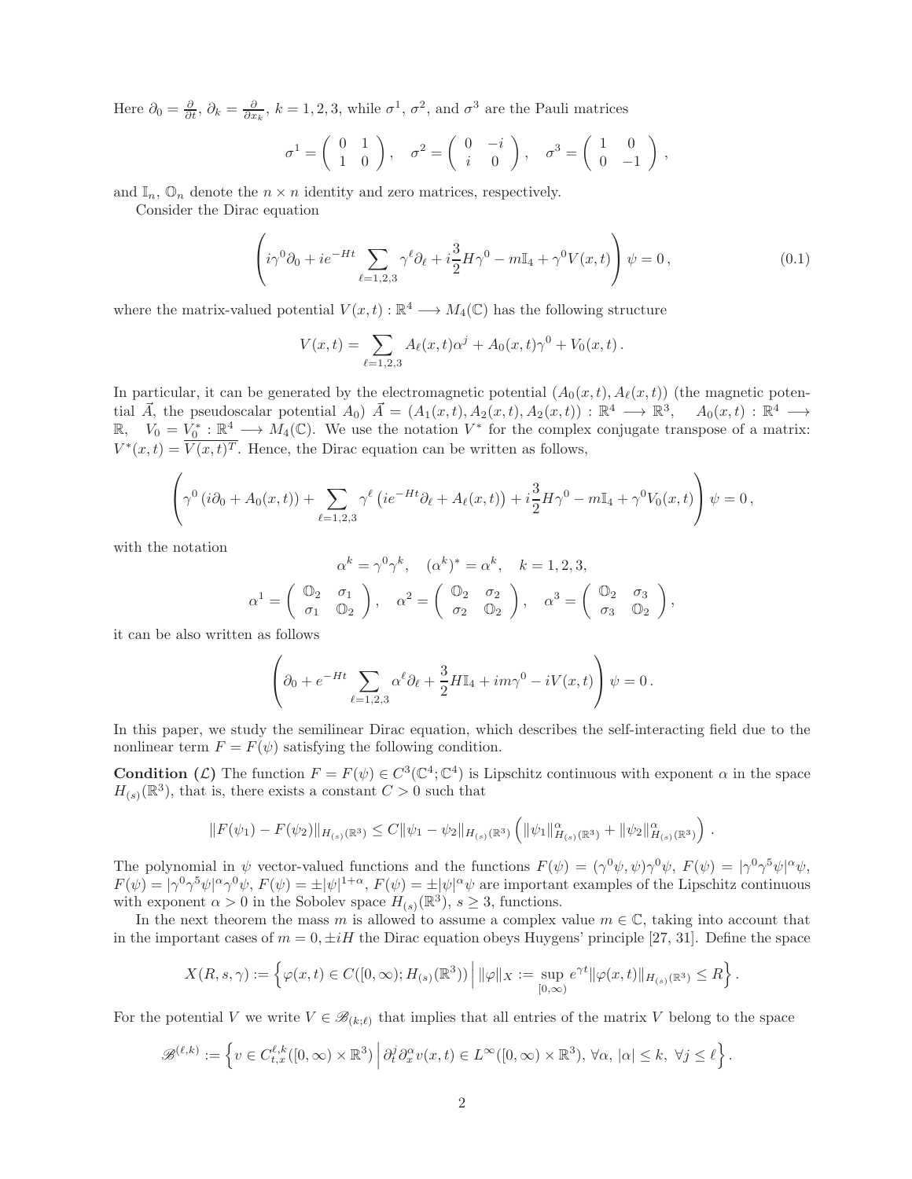Here $\partial_0 = \frac{\partial}{\partial t}$, $\partial_k = \frac{\partial}{\partial x_k}$, $k = 1,2,3$, while $\sigma^1$, $\sigma^2$, and $\sigma^3$ are the Pauli matrices

$$
\sigma^1 = \begin{pmatrix} 0 & 1 \\ 1 & 0 \end{pmatrix}, \quad \sigma^2 = \begin{pmatrix} 0 & -i \\ i & 0 \end{pmatrix}, \quad \sigma^3 = \begin{pmatrix} 1 & 0 \\ 0 & -1 \end{pmatrix},
$$

and $\mathbb{I}_n$, $\mathbb{O}_n$ denote the $n \times n$ identity and zero matrices, respectively.

Consider the Dirac equation

$$
\left( i\gamma^0 \partial_0 + i e^{-Ht} \sum_{\ell=1,2,3} \gamma^\ell \partial_\ell + i\frac{3}{2} H \gamma^0 - m\mathbb{I}_4 + \gamma^0 V(x,t) \right) \psi = 0 \,, \tag{0.1}
$$

where the matrix-valued potential $V(x,t) : \mathbb{R}^4 \longrightarrow M_4(\mathbb{C})$ has the following structure

$$
V(x,t) = \sum_{\ell=1,2,3} A_\ell(x,t)\alpha^j + A_0(x,t)\gamma^0 + V_0(x,t) \,.
$$

In particular, it can be generated by the electromagnetic potential $(A_0(x,t), A_\ell(x,t))$ (the magnetic potential $\vec{A}$, the pseudoscalar potential $A_0$) $\vec{A} = (A_1(x,t), A_2(x,t), A_2(x,t)) : \mathbb{R}^4 \longrightarrow \mathbb{R}^3$, $\quad A_0(x,t) : \mathbb{R}^4 \longrightarrow \mathbb{R}$, $\quad V_0 = V_0^* : \mathbb{R}^4 \longrightarrow M_4(\mathbb{C})$. We use the notation $V^*$ for the complex conjugate transpose of a matrix: $V^*(x,t) = \overline{V(x,t)^T}$. Hence, the Dirac equation can be written as follows,

$$
\left( \gamma^0 \left( i\partial_0 + A_0(x,t) \right) + \sum_{\ell=1,2,3} \gamma^\ell \left( i e^{-Ht} \partial_\ell + A_\ell(x,t) \right) + i\frac{3}{2} H \gamma^0 - m\mathbb{I}_4 + \gamma^0 V_0(x,t) \right) \psi = 0 \,,
$$

with the notation

$$
\alpha^k = \gamma^0 \gamma^k, \quad (\alpha^k)^* = \alpha^k, \quad k = 1,2,3,
$$

$$
\alpha^1 = \begin{pmatrix} \mathbb{O}_2 & \sigma_1 \\ \sigma_1 & \mathbb{O}_2 \end{pmatrix}, \quad \alpha^2 = \begin{pmatrix} \mathbb{O}_2 & \sigma_2 \\ \sigma_2 & \mathbb{O}_2 \end{pmatrix}, \quad \alpha^3 = \begin{pmatrix} \mathbb{O}_2 & \sigma_3 \\ \sigma_3 & \mathbb{O}_2 \end{pmatrix},
$$

it can be also written as follows

$$
\left( \partial_0 + e^{-Ht} \sum_{\ell=1,2,3} \alpha^\ell \partial_\ell + \frac{3}{2} H \mathbb{I}_4 + i m \gamma^0 - i V(x,t) \right) \psi = 0 \,.
$$

In this paper, we study the semilinear Dirac equation, which describes the self-interacting field due to the nonlinear term $F = F(\psi)$ satisfying the following condition.

**Condition ($\mathcal{L}$)** The function $F = F(\psi) \in C^3(\mathbb{C}^4; \mathbb{C}^4)$ is Lipschitz continuous with exponent $\alpha$ in the space $H_{(s)}(\mathbb{R}^3)$, that is, there exists a constant $C > 0$ such that

$$
\| F(\psi_1) - F(\psi_2) \|_{H_{(s)}(\mathbb{R}^3)} \le C \| \psi_1 - \psi_2 \|_{H_{(s)}(\mathbb{R}^3)} \left( \| \psi_1 \|^\alpha_{H_{(s)}(\mathbb{R}^3)} + \| \psi_2 \|^\alpha_{H_{(s)}(\mathbb{R}^3)} \right) .
$$

The polynomial in $\psi$ vector-valued functions and the functions $F(\psi) = (\gamma^0 \psi, \psi)\gamma^0 \psi$, $F(\psi) = |\gamma^0 \gamma^5 \psi|^\alpha \psi$, $F(\psi) = |\gamma^0 \gamma^5 \psi|^\alpha \gamma^0 \psi$, $F(\psi) = \pm |\psi|^{1+\alpha}$, $F(\psi) = \pm |\psi|^\alpha \psi$ are important examples of the Lipschitz continuous with exponent $\alpha > 0$ in the Sobolev space $H_{(s)}(\mathbb{R}^3)$, $s \ge 3$, functions.

In the next theorem the mass $m$ is allowed to assume a complex value $m \in \mathbb{C}$, taking into account that in the important cases of $m = 0, \pm iH$ the Dirac equation obeys Huygens' principle [27, 31]. Define the space

$$
X(R,s,\gamma) := \left\{ \varphi(x,t) \in C([0,\infty); H_{(s)}(\mathbb{R}^3)) \, \Big| \, \|\varphi\|_X := \sup_{[0,\infty)} e^{\gamma t} \|\varphi(x,t)\|_{H_{(s)}(\mathbb{R}^3)} \le R \right\} .
$$

For the potential $V$ we write $V \in \mathscr{B}_{(k;\ell)}$ that implies that all entries of the matrix $V$ belong to the space

$$
\mathscr{B}^{(\ell,k)} := \left\{ v \in C^{\ell,k}_{t,x}([0,\infty) \times \mathbb{R}^3) \, \Big| \, \partial_t^j \partial_x^\alpha v(x,t) \in L^\infty([0,\infty) \times \mathbb{R}^3), \, \forall \alpha, \, |\alpha| \le k, \, \forall j \le \ell \right\} .
$$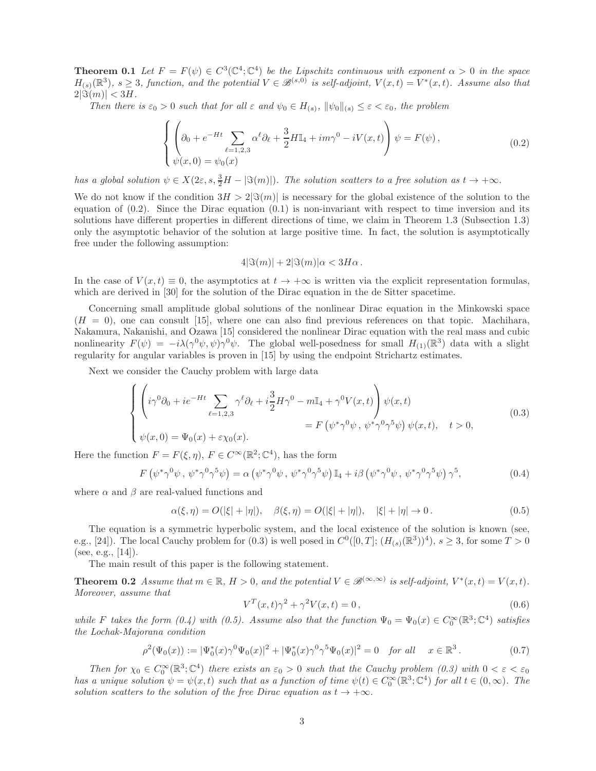**Theorem 0.1** *Let $F = F(\psi) \in C^3(\mathbb{C}^4;\mathbb{C}^4)$ be the $\Psi$ Lipschitz continuous with exponent $\alpha > 0$ in the space $H_{(s)}(\mathbb{R}^3)$, $s \geq 3$, function, and the potential $V \in \mathscr{B}^{(s,0)}$ is self-adjoint, $V(x,t) = V^*(x,t)$. Assume also that $2|\Im(m)| < 3H$.*

*Then there is $\varepsilon_0 > 0$ such that for all $\varepsilon$ and $\psi_0 \in H_{(s)}$, $\|\psi_0\|_{(s)} \leq \varepsilon < \varepsilon_0$, the problem*

$$
\begin{cases}
\left(\partial_0 + e^{-Ht}\displaystyle\sum_{\ell=1,2,3}\alpha^\ell\partial_\ell + \frac{3}{2}H\mathbb{I}_4 + im\gamma^0 - iV(x,t)\right)\psi = F(\psi)\,, \\
\psi(x,0) = \psi_0(x)
\end{cases}
\tag{0.2}
$$

*has a global solution $\psi \in X(2\varepsilon, s, \frac{3}{2}H - |\Im(m)|)$. The solution scatters to a free solution as $t \to +\infty$.*

We do not know if the condition $3H > 2|\Im(m)|$ is necessary for the global existence of the solution to the equation of (0.2). Since the Dirac equation (0.1) is non-invariant with respect to time inversion and its solutions have different properties in different directions of time, we claim in Theorem 1.3 (Subsection 1.3) only the asymptotic behavior of the solution at large positive time. In fact, the solution is asymptotically free under the following assumption:

$$
4|\Im(m)| + 2|\Im(m)|\alpha < 3H\alpha\,.
$$

In the case of $V(x,t) \equiv 0$, the asymptotics at $t \to +\infty$ is written via the explicit representation formulas, which are derived in [30] for the solution of the Dirac equation in the de Sitter spacetime.

Concerning small amplitude global solutions of the nonlinear Dirac equation in the Minkowski space ($H = 0$), one can consult [15], where one can also find previous references on that topic. Machihara, Nakamura, Nakanishi, and Ozawa [15] considered the nonlinear Dirac equation with the real mass and cubic nonlinearity $F(\psi) = -i\lambda(\gamma^0\psi,\psi)\gamma^0\psi$. The global well-posedness for small $H_{(1)}(\mathbb{R}^3)$ data with a slight regularity for angular variables is proven in [15] by using the endpoint Strichartz estimates.

Next we consider the Cauchy problem with large data

$$
\begin{cases}
\left(i\gamma^0\partial_0 + ie^{-Ht}\displaystyle\sum_{\ell=1,2,3}\gamma^\ell\partial_\ell + i\frac{3}{2}H\gamma^0 - m\mathbb{I}_4 + \gamma^0 V(x,t)\right)\psi(x,t) \\
\qquad\qquad\qquad\qquad\qquad\qquad = F\left(\psi^*\gamma^0\psi\,,\,\psi^*\gamma^0\gamma^5\psi\right)\psi(x,t), \quad t > 0, \\
\psi(x,0) = \Psi_0(x) + \varepsilon\chi_0(x).
\end{cases}
\tag{0.3}
$$

Here the function $F = F(\xi,\eta)$, $F \in C^\infty(\mathbb{R}^2;\mathbb{C}^4)$, has the form

$$
F\left(\psi^*\gamma^0\psi\,,\,\psi^*\gamma^0\gamma^5\psi\right) = \alpha\left(\psi^*\gamma^0\psi\,,\,\psi^*\gamma^0\gamma^5\psi\right)\mathbb{I}_4 + i\beta\left(\psi^*\gamma^0\psi\,,\,\psi^*\gamma^0\gamma^5\psi\right)\gamma^5,
\tag{0.4}
$$

where $\alpha$ and $\beta$ are real-valued functions and

$$
\alpha(\xi,\eta) = O(|\xi| + |\eta|), \quad \beta(\xi,\eta) = O(|\xi| + |\eta|), \quad |\xi| + |\eta| \to 0\,.
\tag{0.5}
$$

The equation is a symmetric hyperbolic system, and the local existence of the solution is known (see, e.g., [24]). The local Cauchy problem for (0.3) is well posed in $C^0([0,T];(H_{(s)}(\mathbb{R}^3))^4)$, $s \geq 3$, for some $T > 0$ (see, e.g., [14]).

The main result of this paper is the following statement.

**Theorem 0.2** *Assume that $m \in \mathbb{R}$, $H > 0$, and the potential $V \in \mathscr{B}^{(\infty,\infty)}$ is self-adjoint, $V^*(x,t) = V(x,t)$. Moreover, assume that*

$$
V^T(x,t)\gamma^2 + \gamma^2 V(x,t) = 0\,,
\tag{0.6}
$$

*while $F$ takes the form (0.4) with (0.5). Assume also that the function $\Psi_0 = \Psi_0(x) \in C_0^\infty(\mathbb{R}^3;\mathbb{C}^4)$ satisfies the Lochak-Majorana condition*

$$
\rho^2(\Psi_0(x)) := |\Psi_0^*(x)\gamma^0\Psi_0(x)|^2 + |\Psi_0^*(x)\gamma^0\gamma^5\Psi_0(x)|^2 = 0 \quad \text{for all} \quad x \in \mathbb{R}^3\,.
\tag{0.7}
$$

*Then for $\chi_0 \in C_0^\infty(\mathbb{R}^3;\mathbb{C}^4)$ there exists an $\varepsilon_0 > 0$ such that the Cauchy problem (0.3) with $0 < \varepsilon < \varepsilon_0$ has a unique solution $\psi = \psi(x,t)$ such that as a function of time $\psi(t) \in C_0^\infty(\mathbb{R}^3;\mathbb{C}^4)$ for all $t \in (0,\infty)$. The solution scatters to the solution of the free Dirac equation as $t \to +\infty$.*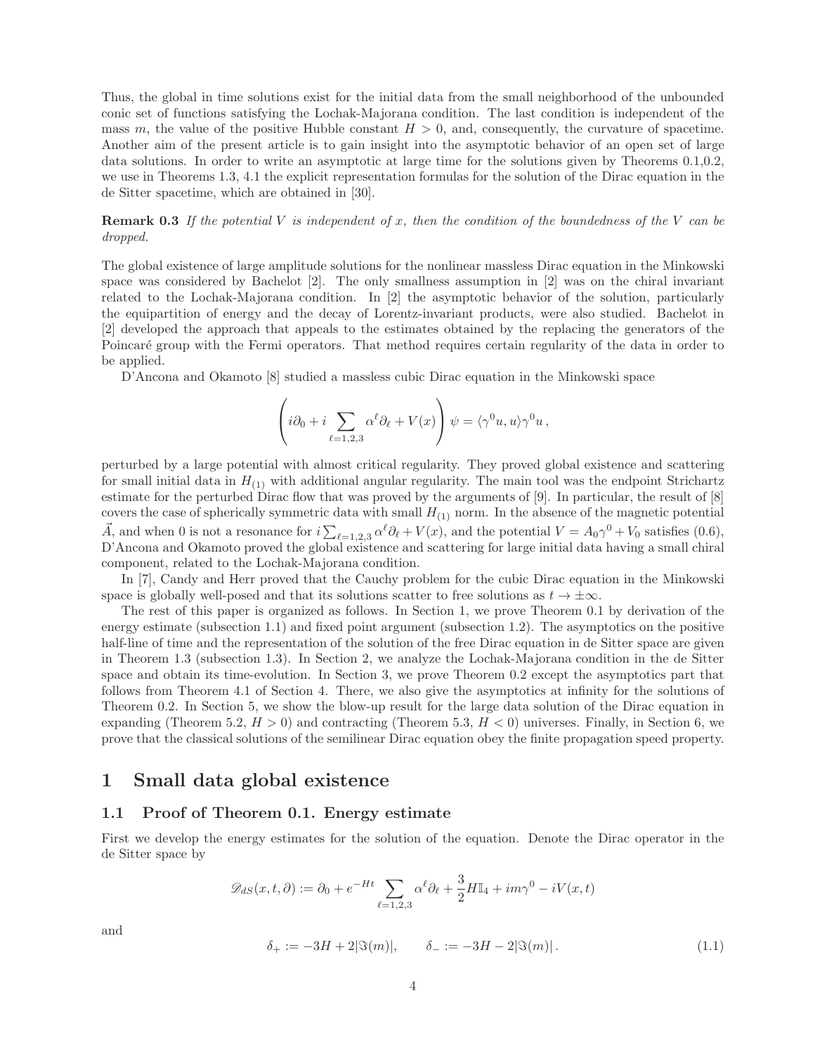Thus, the global in time solutions exist for the initial data from the small neighborhood of the unbounded conic set of functions satisfying the Lochak-Majorana condition. The last condition is independent of the mass $m$, the value of the positive Hubble constant $H > 0$, and, consequently, the curvature of spacetime. Another aim of the present article is to gain insight into the asymptotic behavior of an open set of large data solutions. In order to write an asymptotic at large time for the solutions given by Theorems 0.1,0.2, we use in Theorems 1.3, 4.1 the explicit representation formulas for the solution of the Dirac equation in the de Sitter spacetime, which are obtained in [30].

**Remark 0.3** *If the potential $V$ is independent of $x$, then the condition of the boundedness of the $V$ can be dropped.*

The global existence of large amplitude solutions for the nonlinear massless Dirac equation in the Minkowski space was considered by Bachelot [2]. The only smallness assumption in [2] was on the chiral invariant related to the Lochak-Majorana condition. In [2] the asymptotic behavior of the solution, particularly the equipartition of energy and the decay of Lorentz-invariant products, were also studied. Bachelot in [2] developed the approach that appeals to the estimates obtained by the replacing the generators of the Poincaré group with the Fermi operators. That method requires certain regularity of the data in order to be applied.

D'Ancona and Okamoto [8] studied a massless cubic Dirac equation in the Minkowski space

$$
\left( i\partial_0 + i\sum_{\ell=1,2,3} \alpha^\ell \partial_\ell + V(x) \right) \psi = \langle \gamma^0 u, u\rangle \gamma^0 u \,,
$$

perturbed by a large potential with almost critical regularity. They proved global existence and scattering for small initial data in $H_{(1)}$ with additional angular regularity. The main tool was the endpoint Strichartz estimate for the perturbed Dirac flow that was proved by the arguments of [9]. In particular, the result of [8] covers the case of spherically symmetric data with small $H_{(1)}$ norm. In the absence of the magnetic potential $\vec{A}$, and when 0 is not a resonance for $i\sum_{\ell=1,2,3}\alpha^\ell\partial_\ell + V(x)$, and the potential $V = A_0\gamma^0 + V_0$ satisfies (0.6), D'Ancona and Okamoto proved the global existence and scattering for large initial data having a small chiral component, related to the Lochak-Majorana condition.

In [7], Candy and Herr proved that the Cauchy problem for the cubic Dirac equation in the Minkowski space is globally well-posed and that its solutions scatter to free solutions as $t \to \pm\infty$.

The rest of this paper is organized as follows. In Section 1, we prove Theorem 0.1 by derivation of the energy estimate (subsection 1.1) and fixed point argument (subsection 1.2). The asymptotics on the positive half-line of time and the representation of the solution of the free Dirac equation in de Sitter space are given in Theorem 1.3 (subsection 1.3). In Section 2, we analyze the Lochak-Majorana condition in the de Sitter space and obtain its time-evolution. In Section 3, we prove Theorem 0.2 except the asymptotics part that follows from Theorem 4.1 of Section 4. There, we also give the asymptotics at infinity for the solutions of Theorem 0.2. In Section 5, we show the blow-up result for the large data solution of the Dirac equation in expanding (Theorem 5.2, $H > 0$) and contracting (Theorem 5.3, $H < 0$) universes. Finally, in Section 6, we prove that the classical solutions of the semilinear Dirac equation obey the finite propagation speed property.

# 1 Small data global existence

## 1.1 Proof of Theorem 0.1. Energy estimate

First we develop the energy estimates for the solution of the equation. Denote the Dirac operator in the de Sitter space by

$$
\mathscr{D}_{dS}(x,t,\partial) := \partial_0 + e^{-Ht}\sum_{\ell=1,2,3}\alpha^\ell\partial_\ell + \frac{3}{2}H\mathbb{I}_4 + im\gamma^0 - iV(x,t)
$$

and

$$
\delta_+ := -3H + 2|\Im(m)|, \qquad \delta_- := -3H - 2|\Im(m)|\,. \tag{1.1}
$$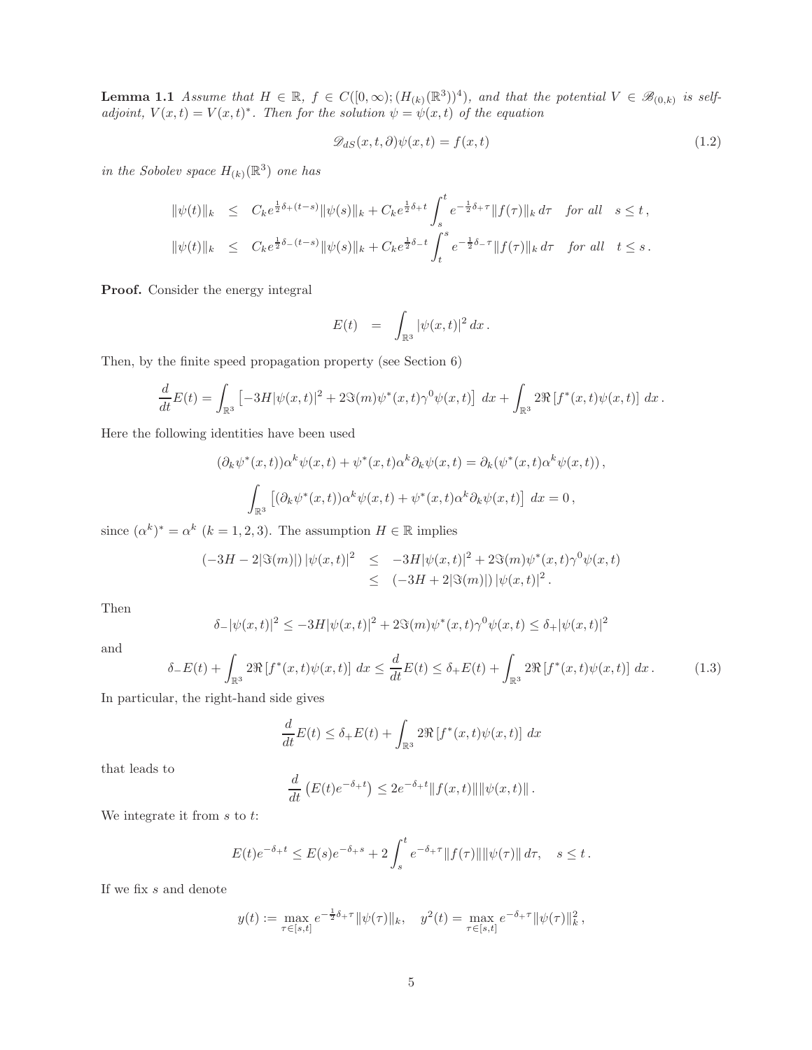**Lemma 1.1** *Assume that $H \in \mathbb{R}$, $f \in C([0,\infty);(H_{(k)}(\mathbb{R}^3))^4)$, and that the potential $V \in \mathscr{B}_{(0,k)}$ is self-adjoint, $V(x,t) = V(x,t)^*$. Then for the solution $\psi = \psi(x,t)$ of the equation*

$$
\mathscr{D}_{dS}(x,t,\partial)\psi(x,t) = f(x,t) \tag{1.2}
$$

*in the Sobolev space $H_{(k)}(\mathbb{R}^3)$ one has*

$$
\begin{aligned}
\|\psi(t)\|_k &\leq C_k e^{\frac{1}{2}\delta_+(t-s)}\|\psi(s)\|_k + C_k e^{\frac{1}{2}\delta_+ t}\int_s^t e^{-\frac{1}{2}\delta_+\tau}\|f(\tau)\|_k\,d\tau \quad \textit{for all} \quad s \leq t\,,\\
\|\psi(t)\|_k &\leq C_k e^{\frac{1}{2}\delta_-(t-s)}\|\psi(s)\|_k + C_k e^{\frac{1}{2}\delta_- t}\int_t^s e^{-\frac{1}{2}\delta_-\tau}\|f(\tau)\|_k\,d\tau \quad \textit{for all} \quad t \leq s\,.
\end{aligned}
$$

**Proof.** Consider the energy integral

$$
E(t) \;=\; \int_{\mathbb{R}^3} |\psi(x,t)|^2\,dx\,.
$$

Then, by the finite speed propagation property (see Section 6)

$$
\frac{d}{dt}E(t) = \int_{\mathbb{R}^3}\left[-3H|\psi(x,t)|^2 + 2\Im(m)\psi^*(x,t)\gamma^0\psi(x,t)\right]\,dx + \int_{\mathbb{R}^3} 2\Re\left[f^*(x,t)\psi(x,t)\right]\,dx\,.
$$

Here the following identities have been used

$$
(\partial_k\psi^*(x,t))\alpha^k\psi(x,t) + \psi^*(x,t)\alpha^k\partial_k\psi(x,t) = \partial_k(\psi^*(x,t)\alpha^k\psi(x,t))\,,
$$

$$
\int_{\mathbb{R}^3}\left[(\partial_k\psi^*(x,t))\alpha^k\psi(x,t) + \psi^*(x,t)\alpha^k\partial_k\psi(x,t)\right]\,dx = 0\,,
$$

since $(\alpha^k)^* = \alpha^k$ $(k = 1,2,3)$. The assumption $H \in \mathbb{R}$ implies

$$
\begin{aligned}
(-3H - 2|\Im(m)|)\,|\psi(x,t)|^2 &\leq -3H|\psi(x,t)|^2 + 2\Im(m)\psi^*(x,t)\gamma^0\psi(x,t)\\
&\leq (-3H + 2|\Im(m)|)\,|\psi(x,t)|^2\,.
\end{aligned}
$$

Then

$$
\delta_-|\psi(x,t)|^2 \leq -3H|\psi(x,t)|^2 + 2\Im(m)\psi^*(x,t)\gamma^0\psi(x,t) \leq \delta_+|\psi(x,t)|^2
$$

and

$$
\delta_-E(t) + \int_{\mathbb{R}^3} 2\Re\left[f^*(x,t)\psi(x,t)\right]\,dx \leq \frac{d}{dt}E(t) \leq \delta_+E(t) + \int_{\mathbb{R}^3} 2\Re\left[f^*(x,t)\psi(x,t)\right]\,dx\,. \tag{1.3}
$$

In particular, the right-hand side gives

$$
\frac{d}{dt}E(t) \leq \delta_+E(t) + \int_{\mathbb{R}^3} 2\Re\left[f^*(x,t)\psi(x,t)\right]\,dx
$$

that leads to

$$
\frac{d}{dt}\left(E(t)e^{-\delta_+ t}\right) \leq 2e^{-\delta_+ t}\|f(x,t)\|\|\psi(x,t)\|\,.
$$

We integrate it from $s$ to $t$:

$$
E(t)e^{-\delta_+ t} \leq E(s)e^{-\delta_+ s} + 2\int_s^t e^{-\delta_+\tau}\|f(\tau)\|\|\psi(\tau)\|\,d\tau, \quad s \leq t\,.
$$

If we fix $s$ and denote

$$
y(t) := \max_{\tau\in[s,t]} e^{-\frac{1}{2}\delta_+\tau}\|\psi(\tau)\|_k, \quad y^2(t) = \max_{\tau\in[s,t]} e^{-\delta_+\tau}\|\psi(\tau)\|_k^2\,,
$$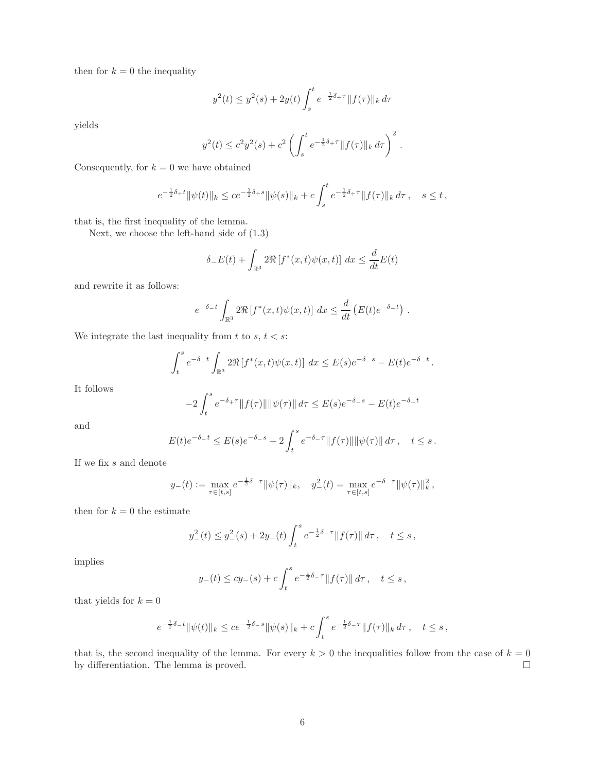then for $k = 0$ the inequality

$$y^2(t) \leq y^2(s) + 2y(t) \int_s^t e^{-\frac{1}{2}\delta_+ \tau} \|f(\tau)\|_k \, d\tau$$

yields

$$y^2(t) \leq c^2 y^2(s) + c^2 \left( \int_s^t e^{-\frac{1}{2}\delta_+ \tau} \|f(\tau)\|_k \, d\tau \right)^2 .$$

Consequently, for $k = 0$ we have obtained

$$e^{-\frac{1}{2}\delta_+ t} \|\psi(t)\|_k \leq c e^{-\frac{1}{2}\delta_+ s} \|\psi(s)\|_k + c \int_s^t e^{-\frac{1}{2}\delta_+ \tau} \|f(\tau)\|_k \, d\tau \, , \quad s \leq t \, ,$$

that is, the first inequality of the lemma.

Next, we choose the left-hand side of (1.3)

$$\delta_- E(t) + \int_{\mathbb{R}^3} 2\Re \left[ f^*(x,t) \psi(x,t) \right] \, dx \leq \frac{d}{dt} E(t)$$

and rewrite it as follows:

$$e^{-\delta_- t} \int_{\mathbb{R}^3} 2\Re \left[ f^*(x,t) \psi(x,t) \right] \, dx \leq \frac{d}{dt} \left( E(t) e^{-\delta_- t} \right) .$$

We integrate the last inequality from $t$ to $s$, $t < s$:

$$\int_t^s e^{-\delta_- t} \int_{\mathbb{R}^3} 2\Re \left[ f^*(x,t) \psi(x,t) \right] \, dx \leq E(s) e^{-\delta_- s} - E(t) e^{-\delta_- t} .$$

It follows

$$-2 \int_t^s e^{-\delta_+ \tau} \|f(\tau)\| \|\psi(\tau)\| \, d\tau \leq E(s) e^{-\delta_- s} - E(t) e^{-\delta_- t}$$

and

$$E(t) e^{-\delta_- t} \leq E(s) e^{-\delta_- s} + 2 \int_t^s e^{-\delta_- \tau} \|f(\tau)\| \|\psi(\tau)\| \, d\tau \, , \quad t \leq s \, .$$

If we fix $s$ and denote

$$y_-(t) := \max_{\tau \in [t,s]} e^{-\frac{1}{2}\delta_- \tau} \|\psi(\tau)\|_k , \quad y_-^2(t) = \max_{\tau \in [t,s]} e^{-\delta_- \tau} \|\psi(\tau)\|_k^2 \, ,$$

then for $k = 0$ the estimate

$$y_-^2(t) \leq y_-^2(s) + 2y_-(t) \int_t^s e^{-\frac{1}{2}\delta_- \tau} \|f(\tau)\| \, d\tau \, , \quad t \leq s \, ,$$

implies

$$y_-(t) \leq c y_-(s) + c \int_t^s e^{-\frac{1}{2}\delta_- \tau} \|f(\tau)\| \, d\tau \, , \quad t \leq s \, ,$$

that yields for $k = 0$

$$e^{-\frac{1}{2}\delta_- t} \|\psi(t)\|_k \leq c e^{-\frac{1}{2}\delta_- s} \|\psi(s)\|_k + c \int_t^s e^{-\frac{1}{2}\delta_- \tau} \|f(\tau)\|_k \, d\tau \, , \quad t \leq s \, ,$$

that is, the second inequality of the lemma. For every $k > 0$ the inequalities follow from the case of $k = 0$ by differentiation. The lemma is proved. $\square$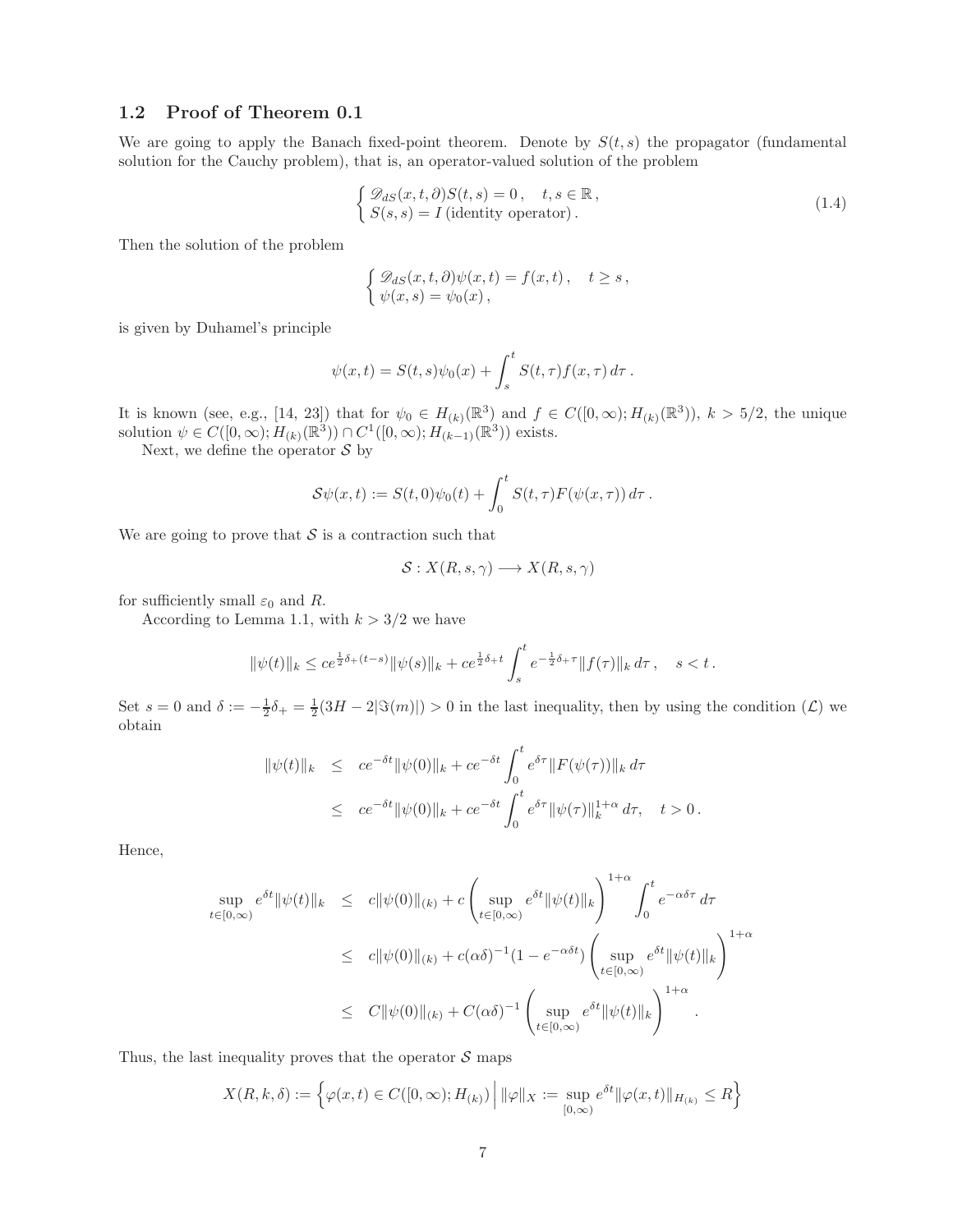## 1.2 Proof of Theorem 0.1

We are going to apply the Banach fixed-point theorem. Denote by $S(t,s)$ the propagator (fundamental solution for the Cauchy problem), that is, an operator-valued solution of the problem

$$
\left\{ \begin{array}{l} \mathscr{D}_{dS}(x,t,\partial)S(t,s) = 0\,, \quad t,s \in \mathbb{R}\,, \\ S(s,s) = I \,(\text{identity operator})\,. \end{array} \right. \tag{1.4}
$$

Then the solution of the problem

$$
\left\{ \begin{array}{l} \mathscr{D}_{dS}(x,t,\partial)\psi(x,t) = f(x,t)\,, \quad t \geq s\,, \\ \psi(x,s) = \psi_0(x)\,, \end{array} \right.
$$

is given by Duhamel's principle

$$
\psi(x,t) = S(t,s)\psi_0(x) + \int_s^t S(t,\tau)f(x,\tau)\,d\tau\,.
$$

It is known (see, e.g., [14, 23]) that for $\psi_0 \in H_{(k)}(\mathbb{R}^3)$ and $f \in C([0,\infty);H_{(k)}(\mathbb{R}^3))$, $k > 5/2$, the unique solution $\psi \in C([0,\infty);H_{(k)}(\mathbb{R}^3)) \cap C^1([0,\infty);H_{(k-1)}(\mathbb{R}^3))$ exists.

Next, we define the operator $\mathcal{S}$ by

$$
\mathcal{S}\psi(x,t) := S(t,0)\psi_0(t) + \int_0^t S(t,\tau)F(\psi(x,\tau))\,d\tau\,.
$$

We are going to prove that $\mathcal{S}$ is a contraction such that

$$
\mathcal{S} : X(R,s,\gamma) \longrightarrow X(R,s,\gamma)
$$

for sufficiently small $\varepsilon_0$ and $R$.

According to Lemma 1.1, with $k > 3/2$ we have

$$
\|\psi(t)\|_k \leq ce^{\frac{1}{2}\delta_+(t-s)}\|\psi(s)\|_k + ce^{\frac{1}{2}\delta_+ t}\int_s^t e^{-\frac{1}{2}\delta_+\tau}\|f(\tau)\|_k\,d\tau\,, \quad s<t\,.
$$

Set $s=0$ and $\delta := -\frac{1}{2}\delta_+ = \frac{1}{2}(3H - 2|\Im(m)|) > 0$ in the last inequality, then by using the condition $(\mathcal{L})$ we obtain

$$
\begin{aligned}
\|\psi(t)\|_k &\leq ce^{-\delta t}\|\psi(0)\|_k + ce^{-\delta t}\int_0^t e^{\delta\tau}\|F(\psi(\tau))\|_k\,d\tau \\
&\leq ce^{-\delta t}\|\psi(0)\|_k + ce^{-\delta t}\int_0^t e^{\delta\tau}\|\psi(\tau)\|_k^{1+\alpha}\,d\tau, \quad t>0\,.
\end{aligned}
$$

Hence,

$$
\begin{aligned}
\sup_{t\in[0,\infty)} e^{\delta t}\|\psi(t)\|_k &\leq c\|\psi(0)\|_{(k)} + c\left(\sup_{t\in[0,\infty)} e^{\delta t}\|\psi(t)\|_k\right)^{1+\alpha}\int_0^t e^{-\alpha\delta\tau}\,d\tau \\
&\leq c\|\psi(0)\|_{(k)} + c(\alpha\delta)^{-1}(1-e^{-\alpha\delta t})\left(\sup_{t\in[0,\infty)} e^{\delta t}\|\psi(t)\|_k\right)^{1+\alpha} \\
&\leq C\|\psi(0)\|_{(k)} + C(\alpha\delta)^{-1}\left(\sup_{t\in[0,\infty)} e^{\delta t}\|\psi(t)\|_k\right)^{1+\alpha}.
\end{aligned}
$$

Thus, the last inequality proves that the operator $\mathcal{S}$ maps

$$
X(R,k,\delta) := \left\{\varphi(x,t) \in C([0,\infty);H_{(k)}) \,\Big|\, \|\varphi\|_X := \sup_{[0,\infty)} e^{\delta t}\|\varphi(x,t)\|_{H_{(k)}} \leq R\right\}
$$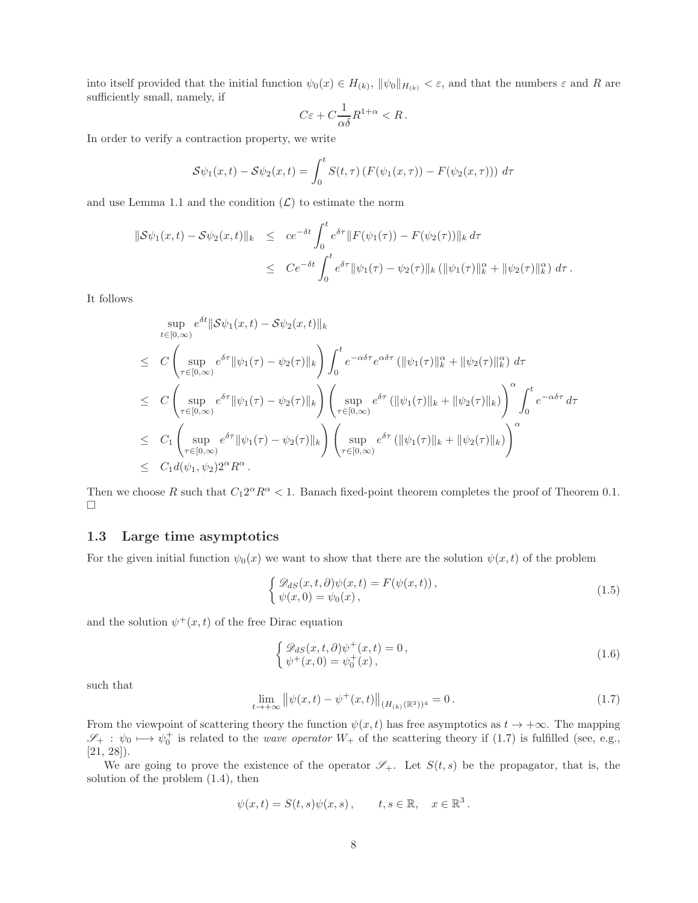into itself provided that the initial function $\psi_0(x) \in H_{(k)}$, $\|\psi_0\|_{H_{(k)}} < \varepsilon$, and that the numbers $\varepsilon$ and $R$ are sufficiently small, namely, if

$$
C\varepsilon + C\frac{1}{\alpha\delta}R^{1+\alpha} < R\,.
$$

In order to verify a contraction property, we write

$$
\mathcal{S}\psi_1(x,t) - \mathcal{S}\psi_2(x,t) = \int_0^t S(t,\tau)\left(F(\psi_1(x,\tau)) - F(\psi_2(x,\tau))\right)\,d\tau
$$

and use Lemma 1.1 and the condition $(\mathcal{L})$ to estimate the norm

$$
\begin{aligned}
\|\mathcal{S}\psi_1(x,t) - \mathcal{S}\psi_2(x,t)\|_k &\leq ce^{-\delta t}\int_0^t e^{\delta\tau}\|F(\psi_1(\tau)) - F(\psi_2(\tau))\|_k\,d\tau \\
&\leq Ce^{-\delta t}\int_0^t e^{\delta\tau}\|\psi_1(\tau) - \psi_2(\tau)\|_k\left(\|\psi_1(\tau)\|_k^\alpha + \|\psi_2(\tau)\|_k^\alpha\right)\,d\tau\,.
\end{aligned}
$$

It follows

$$
\begin{aligned}
& \sup_{t\in[0,\infty)} e^{\delta t}\|\mathcal{S}\psi_1(x,t) - \mathcal{S}\psi_2(x,t)\|_k \\
\leq\ & C\left(\sup_{\tau\in[0,\infty)} e^{\delta\tau}\|\psi_1(\tau) - \psi_2(\tau)\|_k\right)\int_0^t e^{-\alpha\delta\tau}e^{\alpha\delta\tau}\left(\|\psi_1(\tau)\|_k^\alpha + \|\psi_2(\tau)\|_k^\alpha\right)\,d\tau \\
\leq\ & C\left(\sup_{\tau\in[0,\infty)} e^{\delta\tau}\|\psi_1(\tau) - \psi_2(\tau)\|_k\right)\left(\sup_{\tau\in[0,\infty)} e^{\delta\tau}\left(\|\psi_1(\tau)\|_k + \|\psi_2(\tau)\|_k\right)\right)^\alpha\int_0^t e^{-\alpha\delta\tau}\,d\tau \\
\leq\ & C_1\left(\sup_{\tau\in[0,\infty)} e^{\delta\tau}\|\psi_1(\tau) - \psi_2(\tau)\|_k\right)\left(\sup_{\tau\in[0,\infty)} e^{\delta\tau}\left(\|\psi_1(\tau)\|_k + \|\psi_2(\tau)\|_k\right)\right)^\alpha \\
\leq\ & C_1 d(\psi_1,\psi_2)2^\alpha R^\alpha\,.
\end{aligned}
$$

Then we choose $R$ such that $C_1 2^\alpha R^\alpha < 1$. Banach fixed-point theorem completes the proof of Theorem 0.1.
□

## 1.3 Large time asymptotics

For the given initial function $\psi_0(x)$ we want to show that there are the solution $\psi(x,t)$ of the problem

$$
\left\{\begin{array}{l}\mathscr{D}_{dS}(x,t,\partial)\psi(x,t) = F(\psi(x,t))\,,\\ \psi(x,0) = \psi_0(x)\,,\end{array}\right. \tag{1.5}
$$

and the solution $\psi^+(x,t)$ of the free Dirac equation

$$
\left\{\begin{array}{l}\mathscr{D}_{dS}(x,t,\partial)\psi^+(x,t) = 0\,,\\ \psi^+(x,0) = \psi_0^+(x)\,,\end{array}\right. \tag{1.6}
$$

such that

$$
\lim_{t\to+\infty}\left\|\psi(x,t) - \psi^+(x,t)\right\|_{(H_{(k)}(\mathbb{R}^3))^4} = 0\,. \tag{1.7}
$$

From the viewpoint of scattering theory the function $\psi(x,t)$ has free asymptotics as $t\to+\infty$. The mapping $\mathscr{S}_+ : \psi_0 \longmapsto \psi_0^+$ is related to the *wave operator* $W_+$ of the scattering theory if (1.7) is fulfilled (see, e.g., [21, 28]).

We are going to prove the existence of the operator $\mathscr{S}_+$. Let $S(t,s)$ be the propagator, that is, the solution of the problem (1.4), then

$$
\psi(x,t) = S(t,s)\psi(x,s)\,, \qquad t,s\in\mathbb{R}, \quad x\in\mathbb{R}^3\,.
$$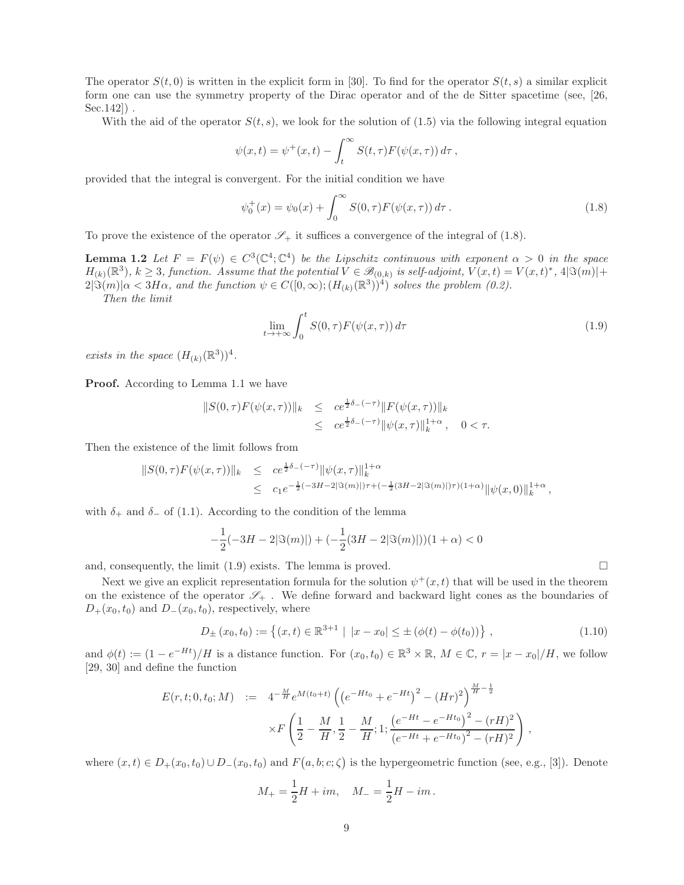The operator $S(t,0)$ is written in the explicit form in [30]. To find for the operator $S(t,s)$ a similar explicit form one can use the symmetry property of the Dirac operator and of the de Sitter spacetime (see, [26, Sec.142]) .

With the aid of the operator $S(t,s)$, we look for the solution of (1.5) via the following integral equation

$$
\psi(x,t) = \psi^{+}(x,t) - \int_t^\infty S(t,\tau)F(\psi(x,\tau))\,d\tau\,,
$$

provided that the integral is convergent. For the initial condition we have

$$
\psi_0^{+}(x) = \psi_0(x) + \int_0^\infty S(0,\tau)F(\psi(x,\tau))\,d\tau\,. \tag{1.8}
$$

To prove the existence of the operator $\mathscr{S}_+$ it suffices a convergence of the integral of (1.8).

**Lemma 1.2** *Let $F = F(\psi) \in C^3(\mathbb{C}^4;\mathbb{C}^4)$ be the Lipschitz continuous with exponent $\alpha > 0$ in the space $H_{(k)}(\mathbb{R}^3)$, $k \geq 3$, function. Assume that the potential $V \in \mathscr{B}_{(0,k)}$ is self-adjoint, $V(x,t) = V(x,t)^*$, $4|\Im(m)| + 2|\Im(m)|\alpha < 3H\alpha$, and the function $\psi \in C([0,\infty);(H_{(k)}(\mathbb{R}^3))^4)$ solves the problem (0.2).*

*Then the limit*

$$
\lim_{t\to+\infty}\int_0^t S(0,\tau)F(\psi(x,\tau))\,d\tau \tag{1.9}
$$

*exists in the space $(H_{(k)}(\mathbb{R}^3))^4$.*

**Proof.** According to Lemma 1.1 we have

$$
\begin{aligned}
\|S(0,\tau)F(\psi(x,\tau))\|_k &\leq ce^{\frac{1}{2}\delta_-(-\tau)}\|F(\psi(x,\tau))\|_k \\
&\leq ce^{\frac{1}{2}\delta_-(-\tau)}\|\psi(x,\tau)\|_k^{1+\alpha}\,, \quad 0<\tau.
\end{aligned}
$$

Then the existence of the limit follows from

$$
\begin{aligned}
\|S(0,\tau)F(\psi(x,\tau))\|_k &\leq ce^{\frac{1}{2}\delta_-(-\tau)}\|\psi(x,\tau)\|_k^{1+\alpha} \\
&\leq c_1 e^{-\frac{1}{2}(-3H-2|\Im(m)|)\tau+(-\frac{1}{2}(3H-2|\Im(m)|)\tau)(1+\alpha)}\|\psi(x,0)\|_k^{1+\alpha}\,,
\end{aligned}
$$

with $\delta_+$ and $\delta_-$ of (1.1). According to the condition of the lemma

$$
-\frac{1}{2}(-3H-2|\Im(m)|) + (-\frac{1}{2}(3H-2|\Im(m)|))(1+\alpha) < 0
$$

and, consequently, the limit (1.9) exists. The lemma is proved. $\square$

Next we give an explicit representation formula for the solution $\psi^+(x,t)$ that will be used in the theorem on the existence of the operator $\mathscr{S}_+$ . We define forward and backward light cones as the boundaries of $D_+(x_0,t_0)$ and $D_-(x_0,t_0)$, respectively, where

$$
D_{\pm}(x_0,t_0) := \left\{(x,t)\in\mathbb{R}^{3+1} \mid |x-x_0| \leq \pm(\phi(t)-\phi(t_0))\right\}\,, \tag{1.10}
$$

and $\phi(t) := (1-e^{-Ht})/H$ is a distance function. For $(x_0,t_0)\in\mathbb{R}^3\times\mathbb{R}$, $M\in\mathbb{C}$, $r=|x-x_0|/H$, we follow [29, 30] and define the function

$$
\begin{aligned}
E(r,t;0,t_0;M) \;:=\; & 4^{-\frac{M}{H}}e^{M(t_0+t)}\left(\left(e^{-Ht_0}+e^{-Ht}\right)^2-(Hr)^2\right)^{\frac{M}{H}-\frac{1}{2}} \\
& \times F\left(\frac{1}{2}-\frac{M}{H},\frac{1}{2}-\frac{M}{H};1;\frac{\left(e^{-Ht}-e^{-Ht_0}\right)^2-(rH)^2}{\left(e^{-Ht}+e^{-Ht_0}\right)^2-(rH)^2}\right)\,,
\end{aligned}
$$

where $(x,t)\in D_+(x_0,t_0)\cup D_-(x_0,t_0)$ and $F\big(a,b;c;\zeta\big)$ is the hypergeometric function (see, e.g., [3]). Denote

$$
M_+ = \frac{1}{2}H + im, \quad M_- = \frac{1}{2}H - im\,.
$$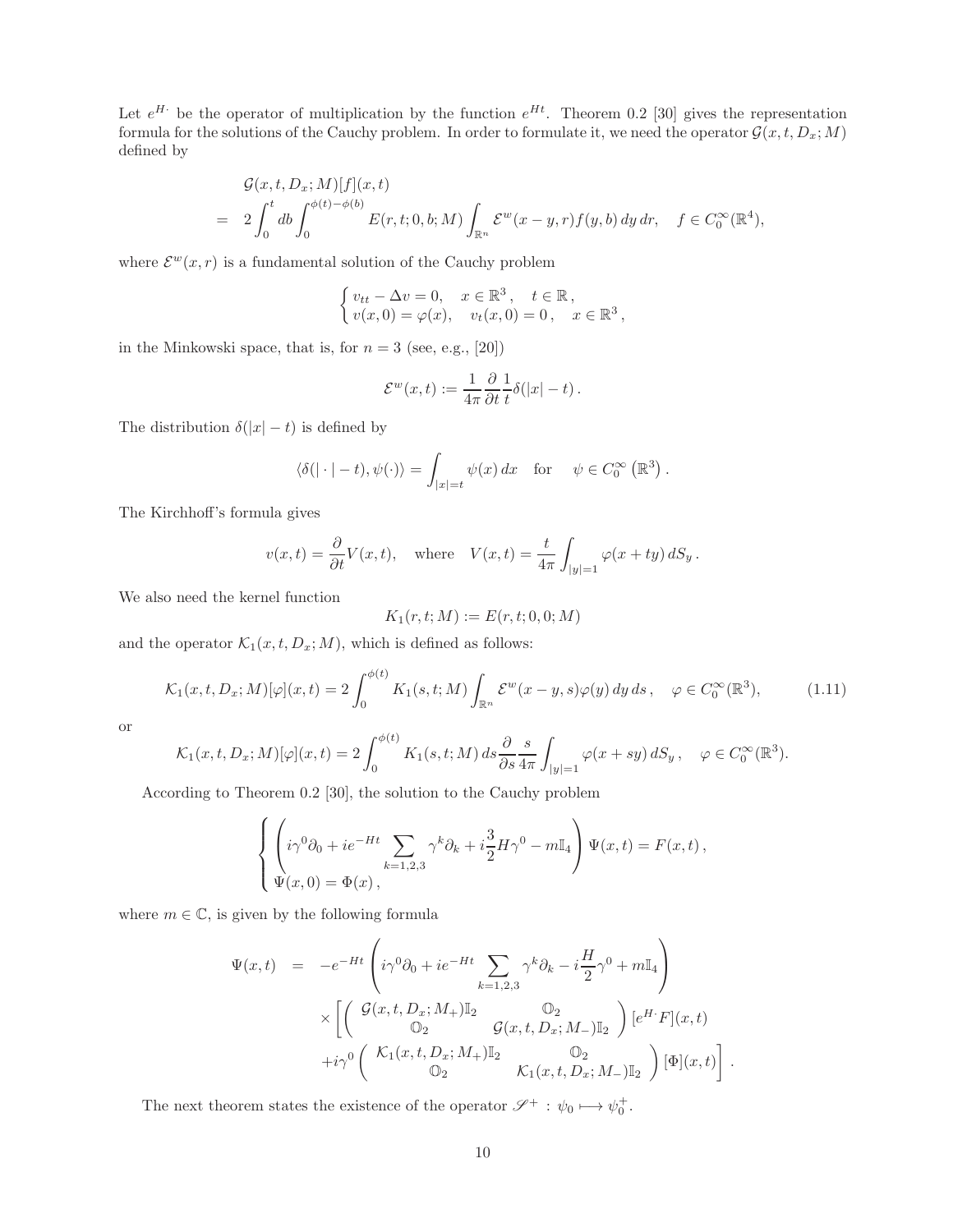Let $e^{H\cdot}$ be the operator of multiplication by the function $e^{Ht}$. Theorem 0.2 [30] gives the representation formula for the solutions of the Cauchy problem. In order to formulate it, we need the operator $\mathcal{G}(x,t,D_x;M)$ defined by

$$
\begin{aligned}
& \mathcal{G}(x,t,D_x;M)[f](x,t) \\
= \;\; & 2\int_0^t db \int_0^{\phi(t)-\phi(b)} E(r,t;0,b;M) \int_{\mathbb{R}^n} \mathcal{E}^w(x-y,r) f(y,b)\, dy\, dr, \quad f \in C_0^\infty(\mathbb{R}^4),
\end{aligned}
$$

where $\mathcal{E}^w(x,r)$ is a fundamental solution of the Cauchy problem

$$
\begin{cases} v_{tt} - \Delta v = 0, \quad x \in \mathbb{R}^3, \quad t \in \mathbb{R}, \\ v(x,0) = \varphi(x), \quad v_t(x,0) = 0, \quad x \in \mathbb{R}^3, \end{cases}
$$

in the Minkowski space, that is, for $n=3$ (see, e.g., [20])

$$
\mathcal{E}^w(x,t) := \frac{1}{4\pi} \frac{\partial}{\partial t} \frac{1}{t} \delta(|x| - t).
$$

The distribution $\delta(|x|-t)$ is defined by

$$
\langle \delta(|\cdot| - t), \psi(\cdot) \rangle = \int_{|x|=t} \psi(x)\, dx \quad \text{for} \quad \psi \in C_0^\infty\left(\mathbb{R}^3\right).
$$

The Kirchhoff's formula gives

$$
v(x,t) = \frac{\partial}{\partial t} V(x,t), \quad \text{where} \quad V(x,t) = \frac{t}{4\pi} \int_{|y|=1} \varphi(x+ty)\, dS_y .
$$

We also need the kernel function

$$
K_1(r,t;M) := E(r,t;0,0;M)
$$

and the operator $\mathcal{K}_1(x,t,D_x;M)$, which is defined as follows:

$$
\mathcal{K}_1(x,t,D_x;M)[\varphi](x,t) = 2\int_0^{\phi(t)} K_1(s,t;M) \int_{\mathbb{R}^n} \mathcal{E}^w(x-y,s) \varphi(y)\, dy\, ds, \quad \varphi \in C_0^\infty(\mathbb{R}^3), \tag{1.11}
$$

or

$$
\mathcal{K}_1(x,t,D_x;M)[\varphi](x,t) = 2\int_0^{\phi(t)} K_1(s,t;M)\, ds \frac{\partial}{\partial s} \frac{s}{4\pi} \int_{|y|=1} \varphi(x+sy)\, dS_y, \quad \varphi \in C_0^\infty(\mathbb{R}^3).
$$

According to Theorem 0.2 [30], the solution to the Cauchy problem

$$
\begin{cases} \left( i\gamma^0 \partial_0 + ie^{-Ht} \displaystyle\sum_{k=1,2,3} \gamma^k \partial_k + i\frac{3}{2} H\gamma^0 - m\mathbb{I}_4 \right) \Psi(x,t) = F(x,t), \\ \Psi(x,0) = \Phi(x), \end{cases}
$$

where $m \in \mathbb{C}$, is given by the following formula

$$
\begin{aligned}
\Psi(x,t) \;\; = \;\; & -e^{-Ht} \left( i\gamma^0 \partial_0 + ie^{-Ht} \sum_{k=1,2,3} \gamma^k \partial_k - i\frac{H}{2}\gamma^0 + m\mathbb{I}_4 \right) \\
& \times \left[ \begin{pmatrix} \mathcal{G}(x,t,D_x;M_+)\mathbb{I}_2 & \mathbb{O}_2 \\ \mathbb{O}_2 & \mathcal{G}(x,t,D_x;M_-)\mathbb{I}_2 \end{pmatrix} [e^{H\cdot}F](x,t) \right. \\
& \left. + i\gamma^0 \begin{pmatrix} \mathcal{K}_1(x,t,D_x;M_+)\mathbb{I}_2 & \mathbb{O}_2 \\ \mathbb{O}_2 & \mathcal{K}_1(x,t,D_x;M_-)\mathbb{I}_2 \end{pmatrix} [\Phi](x,t) \right].
\end{aligned}
$$

The next theorem states the existence of the operator $\mathscr{S}^+ : \psi_0 \longmapsto \psi_0^+$.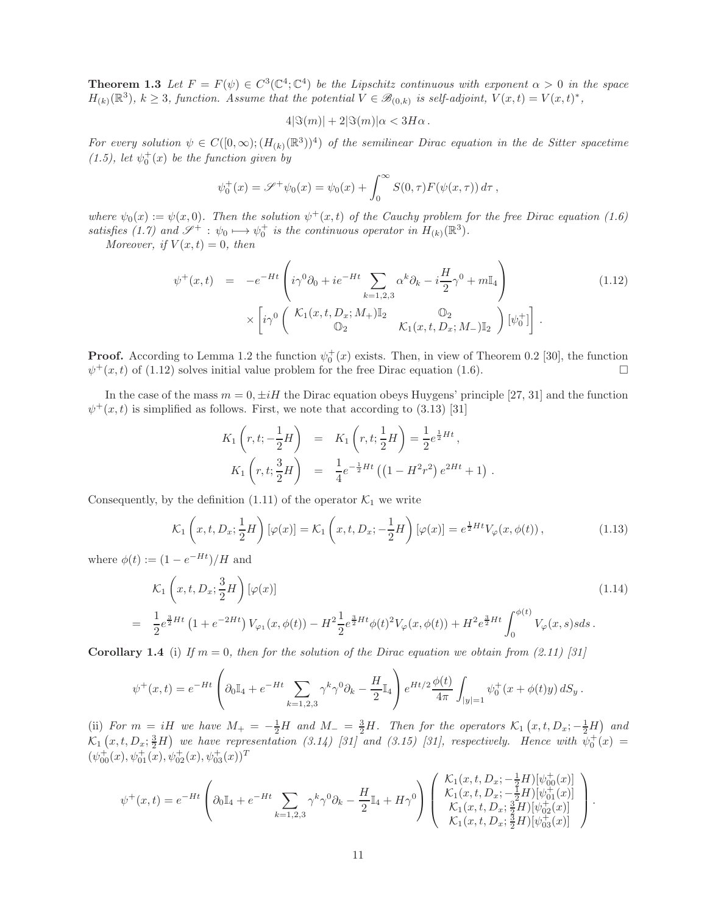**Theorem 1.3** *Let $F = F(\psi) \in C^3(\mathbb{C}^4;\mathbb{C}^4)$ be the Lipschitz continuous with exponent $\alpha > 0$ in the space $H_{(k)}(\mathbb{R}^3)$, $k \geq 3$, function. Assume that the potential $V \in \mathscr{B}_{(0,k)}$ is self-adjoint, $V(x,t) = V(x,t)^*$,*

$$4|\Im(m)| + 2|\Im(m)|\alpha < 3H\alpha\,.$$

*For every solution $\psi \in C([0,\infty);(H_{(k)}(\mathbb{R}^3))^4)$ of the semilinear Dirac equation in the de Sitter spacetime (1.5), let $\psi_0^+(x)$ be the function given by*

$$\psi_0^+(x) = \mathscr{S}^+\psi_0(x) = \psi_0(x) + \int_0^\infty S(0,\tau)F(\psi(x,\tau))\,d\tau\,,$$

*where $\psi_0(x) := \psi(x,0)$. Then the solution $\psi^+(x,t)$ of the Cauchy problem for the free Dirac equation (1.6) satisfies (1.7) and $\mathscr{S}^+ : \psi_0 \longmapsto \psi_0^+$ is the continuous operator in $H_{(k)}(\mathbb{R}^3)$.*

*Moreover, if $V(x,t) = 0$, then*

$$\begin{aligned}
\psi^+(x,t) \;&=\; -e^{-Ht}\left(i\gamma^0\partial_0 + ie^{-Ht}\sum_{k=1,2,3}\alpha^k\partial_k - i\frac{H}{2}\gamma^0 + m\mathbb{I}_4\right) \\
&\qquad\times\left[i\gamma^0\left(\begin{array}{cc}\mathcal{K}_1(x,t,D_x;M_+)\mathbb{I}_2 & \mathbb{O}_2\\ \mathbb{O}_2 & \mathcal{K}_1(x,t,D_x;M_-)\mathbb{I}_2\end{array}\right)[\psi_0^+]\right].
\end{aligned} \tag{1.12}$$

**Proof.** According to Lemma 1.2 the function $\psi_0^+(x)$ exists. Then, in view of Theorem 0.2 [30], the function $\psi^+(x,t)$ of (1.12) solves initial value problem for the free Dirac equation (1.6). $\square$

In the case of the mass $m = 0, \pm iH$ the Dirac equation obeys Huygens' principle [27, 31] and the function $\psi^+(x,t)$ is simplified as follows. First, we note that according to (3.13) [31]

$$\begin{aligned}
K_1\left(r,t;-\frac{1}{2}H\right) &= K_1\left(r,t;\frac{1}{2}H\right) = \frac{1}{2}e^{\frac{1}{2}Ht}\,,\\
K_1\left(r,t;\frac{3}{2}H\right) &= \frac{1}{4}e^{-\frac{1}{2}Ht}\left(\left(1-H^2r^2\right)e^{2Ht}+1\right).
\end{aligned}$$

Consequently, by the definition (1.11) of the operator $\mathcal{K}_1$ we write

$$\mathcal{K}_1\left(x,t,D_x;\frac{1}{2}H\right)[\varphi(x)] = \mathcal{K}_1\left(x,t,D_x;-\frac{1}{2}H\right)[\varphi(x)] = e^{\frac{1}{2}Ht}V_\varphi(x,\phi(t))\,, \tag{1.13}$$

where $\phi(t) := (1-e^{-Ht})/H$ and

$$\begin{aligned}
&\mathcal{K}_1\left(x,t,D_x;\frac{3}{2}H\right)[\varphi(x)] \\
&= \frac{1}{2}e^{\frac{3}{2}Ht}\left(1+e^{-2Ht}\right)V_{\varphi_1}(x,\phi(t)) - H^2\frac{1}{2}e^{\frac{3}{2}Ht}\phi(t)^2V_\varphi(x,\phi(t)) + H^2e^{\frac{3}{2}Ht}\int_0^{\phi(t)}V_\varphi(x,s)s\,ds\,.
\end{aligned} \tag{1.14}$$

**Corollary 1.4** (i) *If $m = 0$, then for the solution of the Dirac equation we obtain from (2.11) [31]*

$$\psi^+(x,t) = e^{-Ht}\left(\partial_0\mathbb{I}_4 + e^{-Ht}\sum_{k=1,2,3}\gamma^k\gamma^0\partial_k - \frac{H}{2}\mathbb{I}_4\right)e^{Ht/2}\frac{\phi(t)}{4\pi}\int_{|y|=1}\psi_0^+(x+\phi(t)y)\,dS_y\,.$$

(ii) *For $m = iH$ we have $M_+ = -\frac{1}{2}H$ and $M_- = \frac{3}{2}H$. Then for the operators $\mathcal{K}_1\left(x,t,D_x;-\frac{1}{2}H\right)$ and $\mathcal{K}_1\left(x,t,D_x;\frac{3}{2}H\right)$ we have representation (3.14) [31] and (3.15) [31], respectively. Hence with $\psi_0^+(x) = (\psi_{00}^+(x),\psi_{01}^+(x),\psi_{02}^+(x),\psi_{03}^+(x))^T$*

$$\psi^+(x,t) = e^{-Ht}\left(\partial_0\mathbb{I}_4 + e^{-Ht}\sum_{k=1,2,3}\gamma^k\gamma^0\partial_k - \frac{H}{2}\mathbb{I}_4 + H\gamma^0\right)\left(\begin{array}{c}\mathcal{K}_1(x,t,D_x;-\frac{1}{2}H)[\psi_{00}^+(x)]\\ \mathcal{K}_1(x,t,D_x;-\frac{1}{2}H)[\psi_{01}^+(x)]\\ \mathcal{K}_1(x,t,D_x;\frac{3}{2}H)[\psi_{02}^+(x)]\\ \mathcal{K}_1(x,t,D_x;\frac{3}{2}H)[\psi_{03}^+(x)]\end{array}\right).$$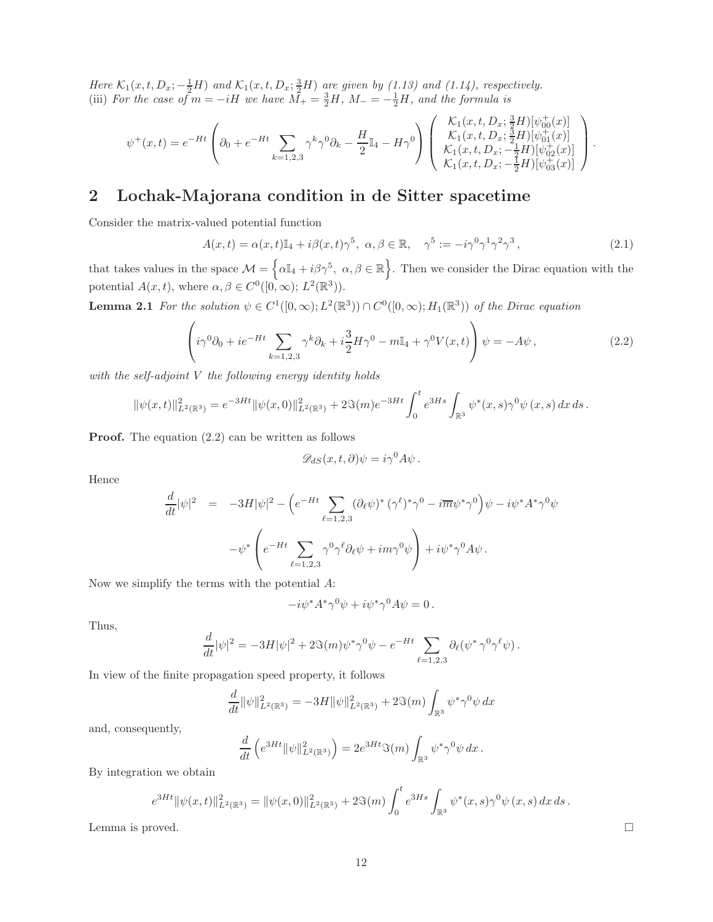*Here $\mathcal{K}_1(x,t,D_x;-\frac{1}{2}H)$ and $\mathcal{K}_1(x,t,D_x;\frac{3}{2}H)$ are given by (1.13) and (1.14), respectively.*
(iii) *For the case of $m=-iH$ we have $M_+=\frac{3}{2}H$, $M_-=-\frac{1}{2}H$, and the formula is*

$$
\psi^+(x,t) = e^{-Ht}\left(\partial_0 + e^{-Ht}\sum_{k=1,2,3}\gamma^k\gamma^0\partial_k - \frac{H}{2}\mathbb{I}_4 - H\gamma^0\right)\left(\begin{array}{c} \mathcal{K}_1(x,t,D_x;\frac{3}{2}H)[\psi_{00}^+(x)] \\ \mathcal{K}_1(x,t,D_x;\frac{3}{2}H)[\psi_{01}^+(x)] \\ \mathcal{K}_1(x,t,D_x;-\frac{1}{2}H)[\psi_{02}^+(x)] \\ \mathcal{K}_1(x,t,D_x;-\frac{1}{2}H)[\psi_{03}^+(x)] \end{array}\right).
$$

## 2 Lochak-Majorana condition in de Sitter spacetime

Consider the matrix-valued potential function

$$
A(x,t) = \alpha(x,t)\mathbb{I}_4 + i\beta(x,t)\gamma^5,\ \alpha,\beta\in\mathbb{R},\quad \gamma^5 := -i\gamma^0\gamma^1\gamma^2\gamma^3\,, \tag{2.1}
$$

that takes values in the space $\mathcal{M} = \left\{\alpha\mathbb{I}_4 + i\beta\gamma^5,\ \alpha,\beta\in\mathbb{R}\right\}$. Then we consider the Dirac equation with the potential $A(x,t)$, where $\alpha,\beta\in C^0([0,\infty);\,L^2(\mathbb{R}^3))$.

**Lemma 2.1** *For the solution $\psi\in C^1([0,\infty);L^2(\mathbb{R}^3))\cap C^0([0,\infty);H_1(\mathbb{R}^3))$ of the Dirac equation*

$$
\left(i\gamma^0\partial_0 + ie^{-Ht}\sum_{k=1,2,3}\gamma^k\partial_k + i\frac{3}{2}H\gamma^0 - m\mathbb{I}_4 + \gamma^0 V(x,t)\right)\psi = -A\psi\,, \tag{2.2}
$$

*with the self-adjoint $V$ the following energy identity holds*

$$
\|\psi(x,t)\|^2_{L^2(\mathbb{R}^3)} = e^{-3Ht}\|\psi(x,0)\|^2_{L^2(\mathbb{R}^3)} + 2\Im(m)e^{-3Ht}\int_0^t e^{3Hs}\int_{\mathbb{R}^3}\psi^*(x,s)\gamma^0\psi\,(x,s)\,dx\,ds\,.
$$

**Proof.** The equation (2.2) can be written as follows

$$
\mathscr{D}_{dS}(x,t,\partial)\psi = i\gamma^0 A\psi\,.
$$

Hence

$$
\begin{aligned}
\frac{d}{dt}|\psi|^2 &= -3H|\psi|^2 - \Big(e^{-Ht}\sum_{\ell=1,2,3}(\partial_\ell\psi)^*\,(\gamma^\ell)^*\gamma^0 - i\overline{m}\psi^*\gamma^0\Big)\psi - i\psi^*A^*\gamma^0\psi \\
&\quad -\psi^*\left(e^{-Ht}\sum_{\ell=1,2,3}\gamma^0\gamma^\ell\partial_\ell\psi + im\gamma^0\psi\right) + i\psi^*\gamma^0 A\psi\,.
\end{aligned}
$$

Now we simplify the terms with the potential $A$:

$$
-i\psi^*A^*\gamma^0\psi + i\psi^*\gamma^0 A\psi = 0\,.
$$

Thus,

$$
\frac{d}{dt}|\psi|^2 = -3H|\psi|^2 + 2\Im(m)\psi^*\gamma^0\psi - e^{-Ht}\sum_{\ell=1,2,3}\partial_\ell(\psi^*\gamma^0\gamma^\ell\psi)\,.
$$

In view of the finite propagation speed property, it follows

$$
\frac{d}{dt}\|\psi\|^2_{L^2(\mathbb{R}^3)} = -3H\|\psi\|^2_{L^2(\mathbb{R}^3)} + 2\Im(m)\int_{\mathbb{R}^3}\psi^*\gamma^0\psi\,dx
$$

and, consequently,

$$
\frac{d}{dt}\left(e^{3Ht}\|\psi\|^2_{L^2(\mathbb{R}^3)}\right) = 2e^{3Ht}\Im(m)\int_{\mathbb{R}^3}\psi^*\gamma^0\psi\,dx\,.
$$

By integration we obtain

$$
e^{3Ht}\|\psi(x,t)\|^2_{L^2(\mathbb{R}^3)} = \|\psi(x,0)\|^2_{L^2(\mathbb{R}^3)} + 2\Im(m)\int_0^t e^{3Hs}\int_{\mathbb{R}^3}\psi^*(x,s)\gamma^0\psi\,(x,s)\,dx\,ds\,.
$$

Lemma is proved. □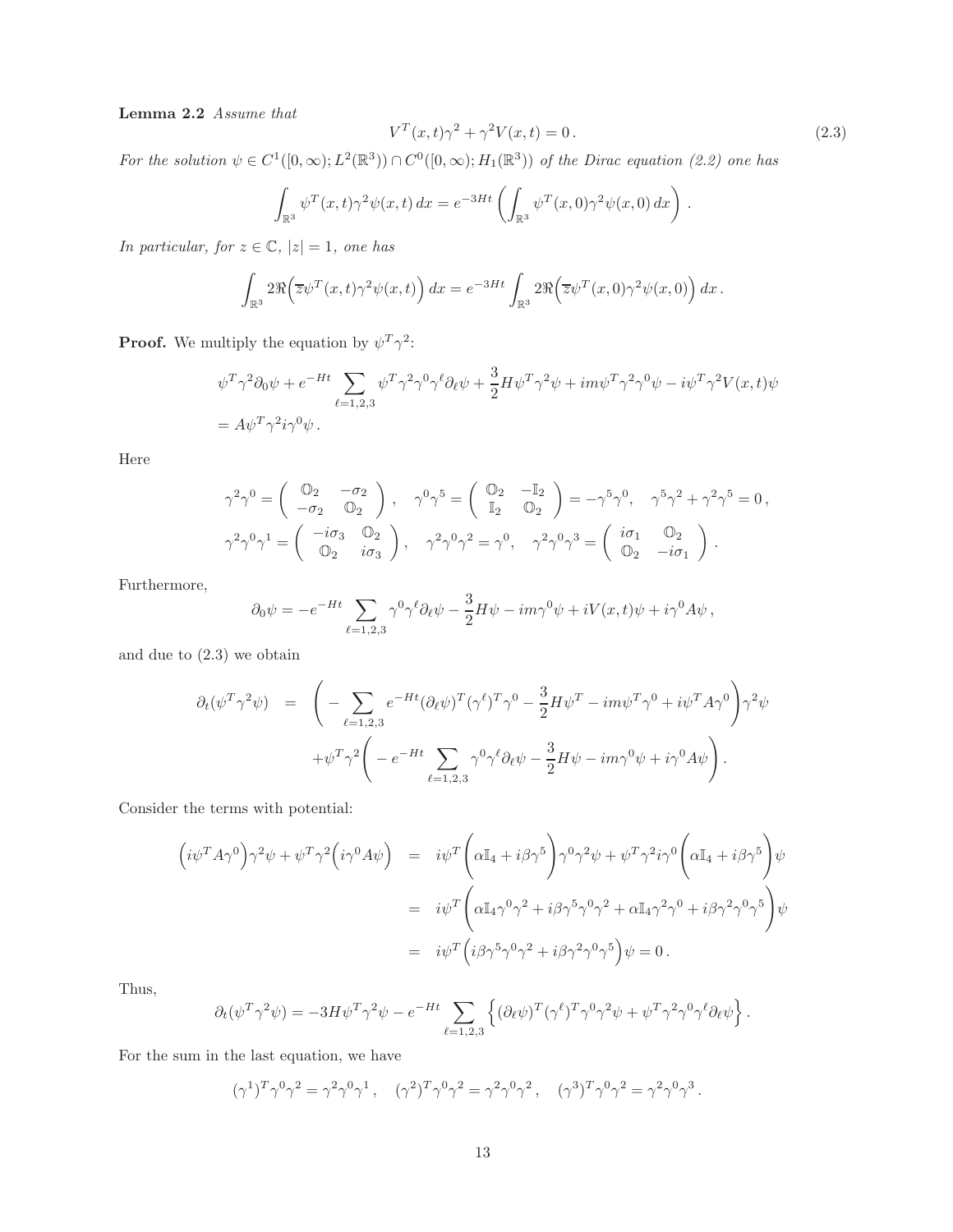**Lemma 2.2** *Assume that*

$$V^T(x,t)\gamma^2 + \gamma^2 V(x,t) = 0\,. \tag{2.3}$$

*For the solution $\psi \in C^1([0,\infty);L^2(\mathbb{R}^3)) \cap C^0([0,\infty);H_1(\mathbb{R}^3))$ of the Dirac equation (2.2) one has*

$$\int_{\mathbb{R}^3} \psi^T(x,t)\gamma^2\psi(x,t)\,dx = e^{-3Ht}\left(\int_{\mathbb{R}^3} \psi^T(x,0)\gamma^2\psi(x,0)\,dx\right).$$

*In particular, for $z \in \mathbb{C}$, $|z|=1$, one has*

$$\int_{\mathbb{R}^3} 2\Re\Big(\overline{z}\psi^T(x,t)\gamma^2\psi(x,t)\Big)\,dx = e^{-3Ht}\int_{\mathbb{R}^3} 2\Re\Big(\overline{z}\psi^T(x,0)\gamma^2\psi(x,0)\Big)\,dx\,.$$

**Proof.** We multiply the equation by $\psi^T\gamma^2$:

$$\begin{aligned}
&\psi^T\gamma^2\partial_0\psi + e^{-Ht}\sum_{\ell=1,2,3}\psi^T\gamma^2\gamma^0\gamma^\ell\partial_\ell\psi + \frac{3}{2}H\psi^T\gamma^2\psi + im\psi^T\gamma^2\gamma^0\psi - i\psi^T\gamma^2V(x,t)\psi \\
&= A\psi^T\gamma^2 i\gamma^0\psi\,.
\end{aligned}$$

Here

$$\begin{aligned}
&\gamma^2\gamma^0 = \begin{pmatrix} \mathbb{O}_2 & -\sigma_2 \\ -\sigma_2 & \mathbb{O}_2 \end{pmatrix}, \quad \gamma^0\gamma^5 = \begin{pmatrix} \mathbb{O}_2 & -\mathbb{I}_2 \\ \mathbb{I}_2 & \mathbb{O}_2 \end{pmatrix} = -\gamma^5\gamma^0, \quad \gamma^5\gamma^2 + \gamma^2\gamma^5 = 0\,, \\
&\gamma^2\gamma^0\gamma^1 = \begin{pmatrix} -i\sigma_3 & \mathbb{O}_2 \\ \mathbb{O}_2 & i\sigma_3 \end{pmatrix}, \quad \gamma^2\gamma^0\gamma^2 = \gamma^0, \quad \gamma^2\gamma^0\gamma^3 = \begin{pmatrix} i\sigma_1 & \mathbb{O}_2 \\ \mathbb{O}_2 & -i\sigma_1 \end{pmatrix}.
\end{aligned}$$

Furthermore,

$$\partial_0\psi = -e^{-Ht}\sum_{\ell=1,2,3}\gamma^0\gamma^\ell\partial_\ell\psi - \frac{3}{2}H\psi - im\gamma^0\psi + iV(x,t)\psi + i\gamma^0 A\psi\,,$$

and due to (2.3) we obtain

$$\begin{aligned}
\partial_t(\psi^T\gamma^2\psi) &= \Bigg(-\sum_{\ell=1,2,3} e^{-Ht}(\partial_\ell\psi)^T(\gamma^\ell)^T\gamma^0 - \frac{3}{2}H\psi^T - im\psi^T\gamma^0 + i\psi^T A\gamma^0\Bigg)\gamma^2\psi \\
&\quad + \psi^T\gamma^2\Bigg(-e^{-Ht}\sum_{\ell=1,2,3}\gamma^0\gamma^\ell\partial_\ell\psi - \frac{3}{2}H\psi - im\gamma^0\psi + i\gamma^0 A\psi\Bigg).
\end{aligned}$$

Consider the terms with potential:

$$\begin{aligned}
\Big(i\psi^T A\gamma^0\Big)\gamma^2\psi + \psi^T\gamma^2\Big(i\gamma^0 A\psi\Big) &= i\psi^T\Bigg(\alpha\mathbb{I}_4 + i\beta\gamma^5\Bigg)\gamma^0\gamma^2\psi + \psi^T\gamma^2 i\gamma^0\Bigg(\alpha\mathbb{I}_4 + i\beta\gamma^5\Bigg)\psi \\
&= i\psi^T\Bigg(\alpha\mathbb{I}_4\gamma^0\gamma^2 + i\beta\gamma^5\gamma^0\gamma^2 + \alpha\mathbb{I}_4\gamma^2\gamma^0 + i\beta\gamma^2\gamma^0\gamma^5\Bigg)\psi \\
&= i\psi^T\Big(i\beta\gamma^5\gamma^0\gamma^2 + i\beta\gamma^2\gamma^0\gamma^5\Big)\psi = 0\,.
\end{aligned}$$

Thus,

$$\partial_t(\psi^T\gamma^2\psi) = -3H\psi^T\gamma^2\psi - e^{-Ht}\sum_{\ell=1,2,3}\Big\{(\partial_\ell\psi)^T(\gamma^\ell)^T\gamma^0\gamma^2\psi + \psi^T\gamma^2\gamma^0\gamma^\ell\partial_\ell\psi\Big\}\,.$$

For the sum in the last equation, we have

$$(\gamma^1)^T\gamma^0\gamma^2 = \gamma^2\gamma^0\gamma^1\,, \quad (\gamma^2)^T\gamma^0\gamma^2 = \gamma^2\gamma^0\gamma^2\,, \quad (\gamma^3)^T\gamma^0\gamma^2 = \gamma^2\gamma^0\gamma^3\,.$$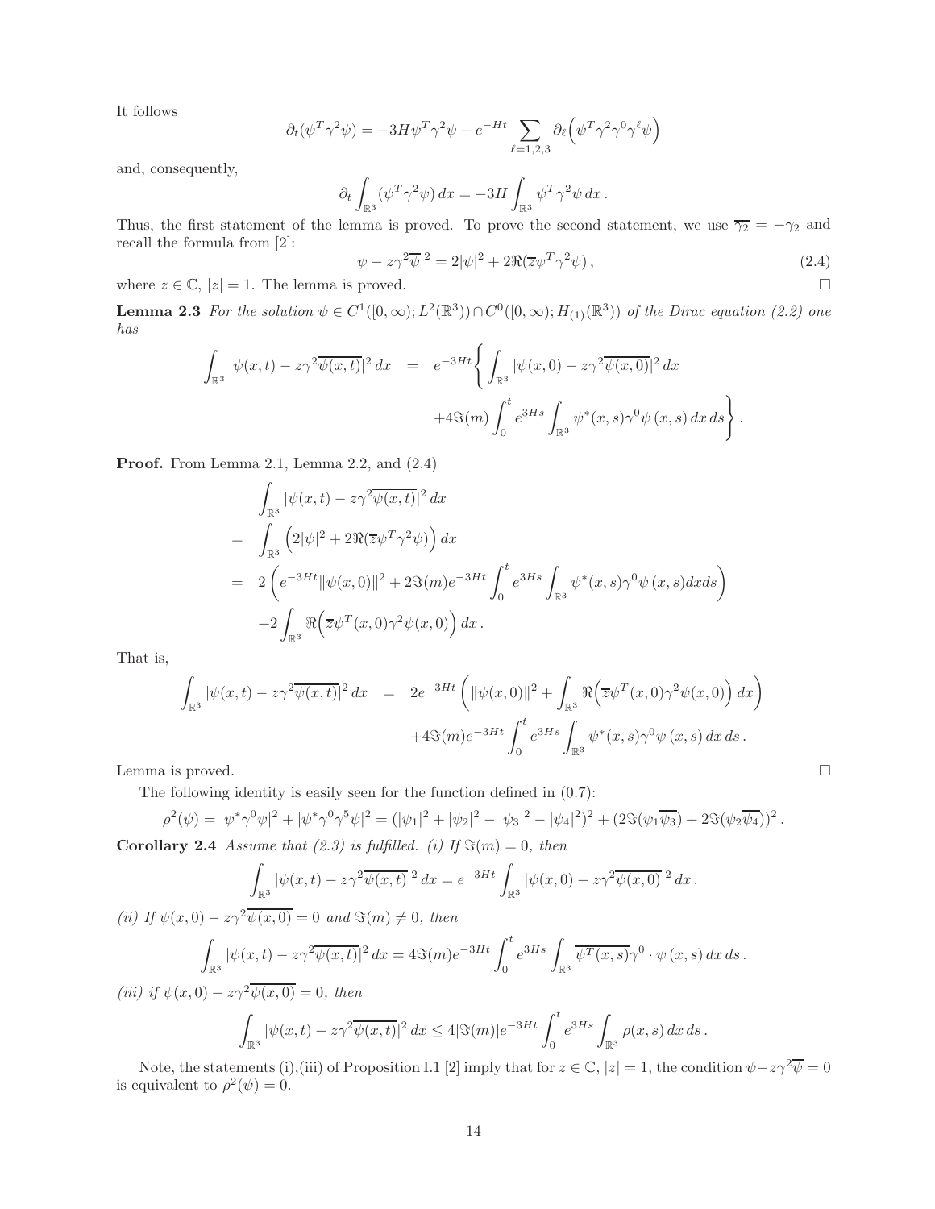It follows

$$\partial_t(\psi^T\gamma^2\psi) = -3H\psi^T\gamma^2\psi - e^{-Ht}\sum_{\ell=1,2,3}\partial_\ell\Big(\psi^T\gamma^2\gamma^0\gamma^\ell\psi\Big)$$

and, consequently,

$$\partial_t\int_{\mathbb{R}^3}(\psi^T\gamma^2\psi)\,dx = -3H\int_{\mathbb{R}^3}\psi^T\gamma^2\psi\,dx\,.$$

Thus, the first statement of the lemma is proved. To prove the second statement, we use $\overline{\gamma_2} = -\gamma_2$ and recall the formula from [2]:

$$|\psi - z\gamma^2\overline{\psi}|^2 = 2|\psi|^2 + 2\Re(\overline{z}\psi^T\gamma^2\psi)\,, \tag{2.4}$$

where $z\in\mathbb{C}$, $|z|=1$. The lemma is proved. □

**Lemma 2.3** *For the solution $\psi \in C^1([0,\infty);L^2(\mathbb{R}^3))\cap C^0([0,\infty);H_{(1)}(\mathbb{R}^3))$ of the Dirac equation (2.2) one has*

$$\begin{aligned}\int_{\mathbb{R}^3}|\psi(x,t)-z\gamma^2\overline{\psi(x,t)}|^2\,dx &= e^{-3Ht}\Bigg\{\int_{\mathbb{R}^3}|\psi(x,0)-z\gamma^2\overline{\psi(x,0)}|^2\,dx\\ &\quad +4\Im(m)\int_0^t e^{3Hs}\int_{\mathbb{R}^3}\psi^*(x,s)\gamma^0\psi\,(x,s)\,dx\,ds\Bigg\}\,.\end{aligned}$$

**Proof.** From Lemma 2.1, Lemma 2.2, and (2.4)

$$\begin{aligned}&\int_{\mathbb{R}^3}|\psi(x,t)-z\gamma^2\overline{\psi(x,t)}|^2\,dx\\ =\;& \int_{\mathbb{R}^3}\Big(2|\psi|^2+2\Re(\overline{z}\psi^T\gamma^2\psi)\Big)\,dx\\ =\;& 2\left(e^{-3Ht}\|\psi(x,0)\|^2+2\Im(m)e^{-3Ht}\int_0^t e^{3Hs}\int_{\mathbb{R}^3}\psi^*(x,s)\gamma^0\psi\,(x,s)dxds\right)\\ &+2\int_{\mathbb{R}^3}\Re\Big(\overline{z}\psi^T(x,0)\gamma^2\psi(x,0)\Big)\,dx\,.\end{aligned}$$

That is,

$$\begin{aligned}\int_{\mathbb{R}^3}|\psi(x,t)-z\gamma^2\overline{\psi(x,t)}|^2\,dx &= 2e^{-3Ht}\left(\|\psi(x,0)\|^2+\int_{\mathbb{R}^3}\Re\Big(\overline{z}\psi^T(x,0)\gamma^2\psi(x,0)\Big)\,dx\right)\\ &\quad +4\Im(m)e^{-3Ht}\int_0^t e^{3Hs}\int_{\mathbb{R}^3}\psi^*(x,s)\gamma^0\psi\,(x,s)\,dx\,ds\,.\end{aligned}$$

Lemma is proved. □

The following identity is easily seen for the function defined in (0.7):

$$\rho^2(\psi) = |\psi^*\gamma^0\psi|^2+|\psi^*\gamma^0\gamma^5\psi|^2 = (|\psi_1|^2+|\psi_2|^2-|\psi_3|^2-|\psi_4|^2)^2+(2\Im(\psi_1\overline{\psi_3})+2\Im(\psi_2\overline{\psi_4}))^2\,.$$

**Corollary 2.4** *Assume that (2.3) is fulfilled. (i) If $\Im(m)=0$, then*

$$\int_{\mathbb{R}^3}|\psi(x,t)-z\gamma^2\overline{\psi(x,t)}|^2\,dx = e^{-3Ht}\int_{\mathbb{R}^3}|\psi(x,0)-z\gamma^2\overline{\psi(x,0)}|^2\,dx\,.$$

*(ii) If $\psi(x,0)-z\gamma^2\overline{\psi(x,0)}=0$ and $\Im(m)\neq 0$, then*

$$\int_{\mathbb{R}^3}|\psi(x,t)-z\gamma^2\overline{\psi(x,t)}|^2\,dx = 4\Im(m)e^{-3Ht}\int_0^t e^{3Hs}\int_{\mathbb{R}^3}\overline{\psi^T(x,s)}\gamma^0\cdot\psi\,(x,s)\,dx\,ds\,.$$

*(iii) if $\psi(x,0)-z\gamma^2\overline{\psi(x,0)}=0$, then*

$$\int_{\mathbb{R}^3}|\psi(x,t)-z\gamma^2\overline{\psi(x,t)}|^2\,dx \le 4|\Im(m)|e^{-3Ht}\int_0^t e^{3Hs}\int_{\mathbb{R}^3}\rho(x,s)\,dx\,ds\,.$$

Note, the statements (i),(iii) of Proposition I.1 [2] imply that for $z\in\mathbb{C}$, $|z|=1$, the condition $\psi-z\gamma^2\overline{\psi}=0$ is equivalent to $\rho^2(\psi)=0$.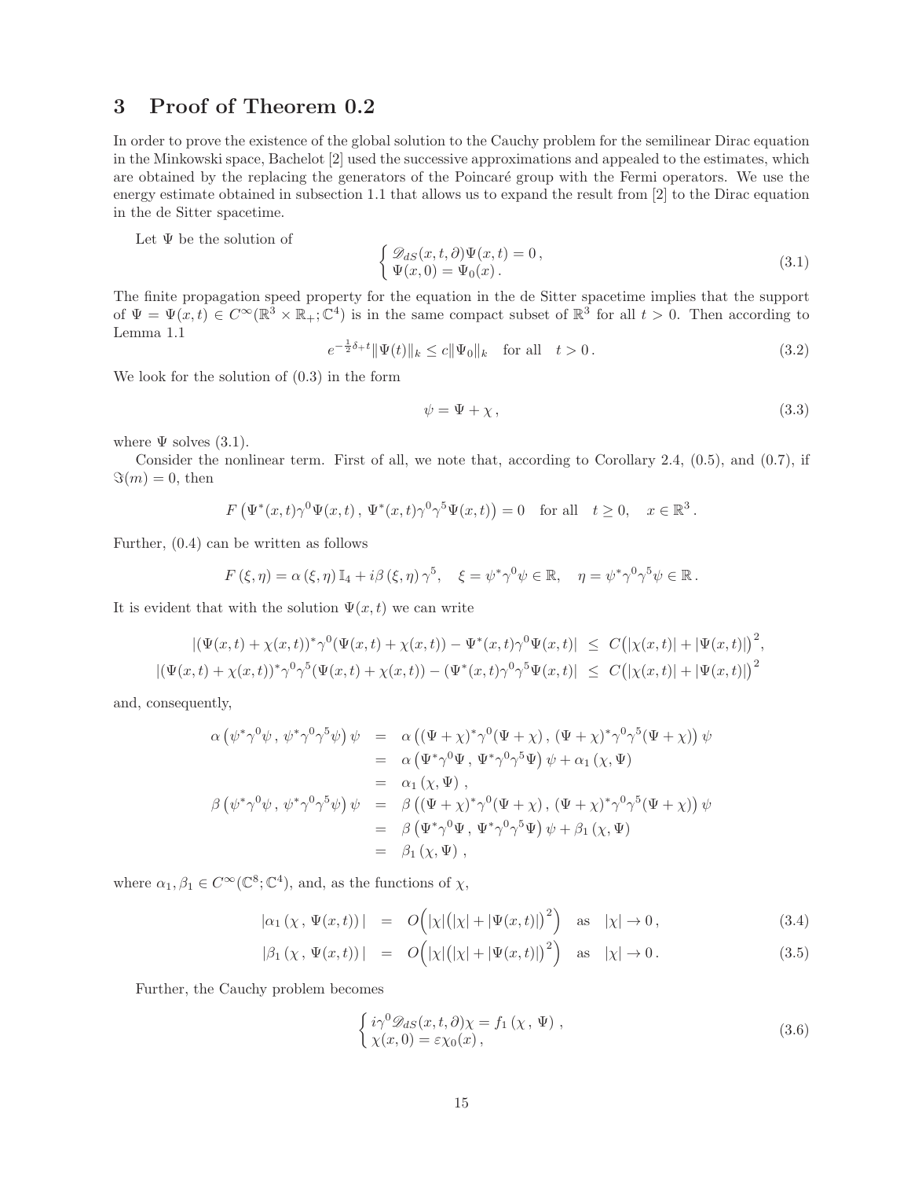# 3 Proof of Theorem 0.2

In order to prove the existence of the global solution to the Cauchy problem for the semilinear Dirac equation in the Minkowski space, Bachelot [2] used the successive approximations and appealed to the estimates, which are obtained by the replacing the generators of the Poincaré group with the Fermi operators. We use the energy estimate obtained in subsection 1.1 that allows us to expand the result from [2] to the Dirac equation in the de Sitter spacetime.

Let $\Psi$ be the solution of

$$\left\{ \begin{array}{l} \mathscr{D}_{dS}(x,t,\partial)\Psi(x,t) = 0\,, \\ \Psi(x,0) = \Psi_0(x)\,. \end{array} \right. \tag{3.1}$$

The finite propagation speed property for the equation in the de Sitter spacetime implies that the support of $\Psi = \Psi(x,t) \in C^\infty(\mathbb{R}^3 \times \mathbb{R}_+; \mathbb{C}^4)$ is in the same compact subset of $\mathbb{R}^3$ for all $t > 0$. Then according to Lemma 1.1

$$e^{-\frac{1}{2}\delta_+ t}\|\Psi(t)\|_k \le c\|\Psi_0\|_k \quad \text{for all} \quad t > 0\,. \tag{3.2}$$

We look for the solution of (0.3) in the form

$$\psi = \Psi + \chi\,, \tag{3.3}$$

where $\Psi$ solves (3.1).

Consider the nonlinear term. First of all, we note that, according to Corollary 2.4, (0.5), and (0.7), if $\Im(m) = 0$, then

$$F\left(\Psi^*(x,t)\gamma^0\Psi(x,t)\,,\ \Psi^*(x,t)\gamma^0\gamma^5\Psi(x,t)\right) = 0 \quad \text{for all} \quad t \ge 0, \quad x \in \mathbb{R}^3\,.$$

Further, (0.4) can be written as follows

$$F\left(\xi,\eta\right) = \alpha\left(\xi,\eta\right)\mathbb{I}_4 + i\beta\left(\xi,\eta\right)\gamma^5, \quad \xi = \psi^*\gamma^0\psi \in \mathbb{R}, \quad \eta = \psi^*\gamma^0\gamma^5\psi \in \mathbb{R}\,.$$

It is evident that with the solution $\Psi(x,t)$ we can write

$$\begin{aligned} |(\Psi(x,t) + \chi(x,t))^*\gamma^0(\Psi(x,t) + \chi(x,t)) - \Psi^*(x,t)\gamma^0\Psi(x,t)| &\le C\big(|\chi(x,t)| + |\Psi(x,t)|\big)^2, \\ |(\Psi(x,t) + \chi(x,t))^*\gamma^0\gamma^5(\Psi(x,t) + \chi(x,t)) - (\Psi^*(x,t)\gamma^0\gamma^5\Psi(x,t)| &\le C\big(|\chi(x,t)| + |\Psi(x,t)|\big)^2 \end{aligned}$$

and, consequently,

$$\begin{aligned} \alpha\left(\psi^*\gamma^0\psi\,,\ \psi^*\gamma^0\gamma^5\psi\right)\psi &= \alpha\left((\Psi+\chi)^*\gamma^0(\Psi+\chi)\,,\ (\Psi+\chi)^*\gamma^0\gamma^5(\Psi+\chi)\right)\psi \\ &= \alpha\left(\Psi^*\gamma^0\Psi\,,\ \Psi^*\gamma^0\gamma^5\Psi\right)\psi + \alpha_1\left(\chi,\Psi\right) \\ &= \alpha_1\left(\chi,\Psi\right)\,, \\ \beta\left(\psi^*\gamma^0\psi\,,\ \psi^*\gamma^0\gamma^5\psi\right)\psi &= \beta\left((\Psi+\chi)^*\gamma^0(\Psi+\chi)\,,\ (\Psi+\chi)^*\gamma^0\gamma^5(\Psi+\chi)\right)\psi \\ &= \beta\left(\Psi^*\gamma^0\Psi\,,\ \Psi^*\gamma^0\gamma^5\Psi\right)\psi + \beta_1\left(\chi,\Psi\right) \\ &= \beta_1\left(\chi,\Psi\right)\,, \end{aligned}$$

where $\alpha_1, \beta_1 \in C^\infty(\mathbb{C}^8; \mathbb{C}^4)$, and, as the functions of $\chi$,

$$|\alpha_1\left(\chi\,,\ \Psi(x,t)\right)| = O\Big(|\chi|\big(|\chi| + |\Psi(x,t)|\big)^2\Big) \quad \text{as} \quad |\chi| \to 0\,, \tag{3.4}$$

$$|\beta_1\left(\chi\,,\ \Psi(x,t)\right)| = O\Big(|\chi|\big(|\chi| + |\Psi(x,t)|\big)^2\Big) \quad \text{as} \quad |\chi| \to 0\,. \tag{3.5}$$

Further, the Cauchy problem becomes

$$\left\{ \begin{array}{l} i\gamma^0\mathscr{D}_{dS}(x,t,\partial)\chi = f_1\left(\chi\,,\ \Psi\right)\,, \\ \chi(x,0) = \varepsilon\chi_0(x)\,, \end{array} \right. \tag{3.6}$$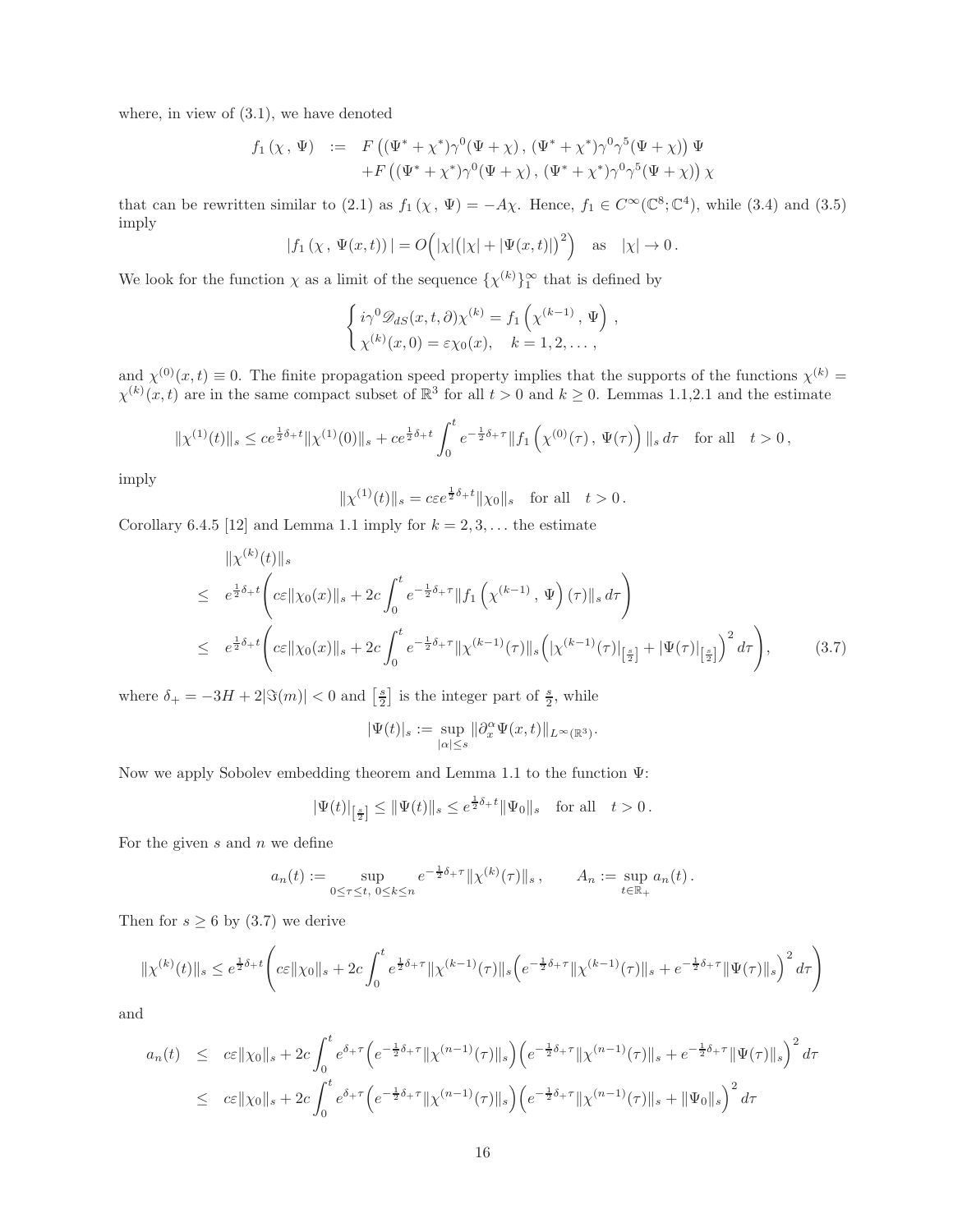where, in view of (3.1), we have denoted

$$
\begin{aligned}
f_1(\chi\,,\,\Psi) \;&:=\; F\left((\Psi^*+\chi^*)\gamma^0(\Psi+\chi)\,,\,(\Psi^*+\chi^*)\gamma^0\gamma^5(\Psi+\chi)\right)\Psi \\
&\quad +F\left((\Psi^*+\chi^*)\gamma^0(\Psi+\chi)\,,\,(\Psi^*+\chi^*)\gamma^0\gamma^5(\Psi+\chi)\right)\chi
\end{aligned}
$$

that can be rewritten similar to (2.1) as $f_1(\chi\,,\,\Psi) = -A\chi$. Hence, $f_1 \in C^\infty(\mathbb{C}^8;\mathbb{C}^4)$, while (3.4) and (3.5) imply

$$
|f_1(\chi\,,\,\Psi(x,t))| = O\Big(|\chi|\big(|\chi|+|\Psi(x,t)|\big)^2\Big) \quad \text{as} \quad |\chi|\to 0\,.
$$

We look for the function $\chi$ as a limit of the sequence $\{\chi^{(k)}\}_1^\infty$ that is defined by

$$
\begin{cases}
i\gamma^0\mathscr{D}_{dS}(x,t,\partial)\chi^{(k)} = f_1\left(\chi^{(k-1)}\,,\,\Psi\right)\,,\\
\chi^{(k)}(x,0) = \varepsilon\chi_0(x), \quad k=1,2,\ldots\,,
\end{cases}
$$

and $\chi^{(0)}(x,t)\equiv 0$. The finite propagation speed property implies that the supports of the functions $\chi^{(k)} = \chi^{(k)}(x,t)$ are in the same compact subset of $\mathbb{R}^3$ for all $t>0$ and $k\geq 0$. Lemmas 1.1,2.1 and the estimate

$$
\|\chi^{(1)}(t)\|_s \leq ce^{\frac{1}{2}\delta_+ t}\|\chi^{(1)}(0)\|_s + ce^{\frac{1}{2}\delta_+ t}\int_0^t e^{-\frac{1}{2}\delta_+\tau}\|f_1\left(\chi^{(0)}(\tau)\,,\,\Psi(\tau)\right)\|_s\,d\tau \quad \text{for all} \quad t>0\,,
$$

imply

$$
\|\chi^{(1)}(t)\|_s = c\varepsilon e^{\frac{1}{2}\delta_+ t}\|\chi_0\|_s \quad \text{for all} \quad t>0\,.
$$

Corollary 6.4.5 [12] and Lemma 1.1 imply for $k=2,3,\ldots$ the estimate

$$
\begin{aligned}
&\|\chi^{(k)}(t)\|_s \\
\leq\;& e^{\frac{1}{2}\delta_+ t}\Bigg(c\varepsilon\|\chi_0(x)\|_s + 2c\int_0^t e^{-\frac{1}{2}\delta_+\tau}\|f_1\left(\chi^{(k-1)}\,,\,\Psi\right)(\tau)\|_s\,d\tau\Bigg) \\
\leq\;& e^{\frac{1}{2}\delta_+ t}\Bigg(c\varepsilon\|\chi_0(x)\|_s + 2c\int_0^t e^{-\frac{1}{2}\delta_+\tau}\|\chi^{(k-1)}(\tau)\|_s\Big(|\chi^{(k-1)}(\tau)|_{\left[\frac{s}{2}\right]}+|\Psi(\tau)|_{\left[\frac{s}{2}\right]}\Big)^2\,d\tau\Bigg), \qquad (3.7)
\end{aligned}
$$

where $\delta_+ = -3H + 2|\Im(m)| < 0$ and $\left[\frac{s}{2}\right]$ is the integer part of $\frac{s}{2}$, while

$$
|\Psi(t)|_s := \sup_{|\alpha|\leq s}\|\partial_x^\alpha\Psi(x,t)\|_{L^\infty(\mathbb{R}^3)}.
$$

Now we apply Sobolev embedding theorem and Lemma 1.1 to the function $\Psi$:

$$
|\Psi(t)|_{\left[\frac{s}{2}\right]} \leq \|\Psi(t)\|_s \leq e^{\frac{1}{2}\delta_+ t}\|\Psi_0\|_s \quad \text{for all} \quad t>0\,.
$$

For the given $s$ and $n$ we define

$$
a_n(t) := \sup_{0\leq\tau\leq t,\; 0\leq k\leq n} e^{-\frac{1}{2}\delta_+\tau}\|\chi^{(k)}(\tau)\|_s\,, \qquad A_n := \sup_{t\in\mathbb{R}_+} a_n(t)\,.
$$

Then for $s\geq 6$ by (3.7) we derive

$$
\|\chi^{(k)}(t)\|_s \leq e^{\frac{1}{2}\delta_+ t}\Bigg(c\varepsilon\|\chi_0\|_s + 2c\int_0^t e^{\frac{1}{2}\delta_+\tau}\|\chi^{(k-1)}(\tau)\|_s\Big(e^{-\frac{1}{2}\delta_+\tau}\|\chi^{(k-1)}(\tau)\|_s + e^{-\frac{1}{2}\delta_+\tau}\|\Psi(\tau)\|_s\Big)^2\,d\tau\Bigg)
$$

and

$$
\begin{aligned}
a_n(t) \;&\leq\; c\varepsilon\|\chi_0\|_s + 2c\int_0^t e^{\delta_+\tau}\Big(e^{-\frac{1}{2}\delta_+\tau}\|\chi^{(n-1)}(\tau)\|_s\Big)\Big(e^{-\frac{1}{2}\delta_+\tau}\|\chi^{(n-1)}(\tau)\|_s + e^{-\frac{1}{2}\delta_+\tau}\|\Psi(\tau)\|_s\Big)^2\,d\tau \\
&\leq\; c\varepsilon\|\chi_0\|_s + 2c\int_0^t e^{\delta_+\tau}\Big(e^{-\frac{1}{2}\delta_+\tau}\|\chi^{(n-1)}(\tau)\|_s\Big)\Big(e^{-\frac{1}{2}\delta_+\tau}\|\chi^{(n-1)}(\tau)\|_s + \|\Psi_0\|_s\Big)^2\,d\tau
\end{aligned}
$$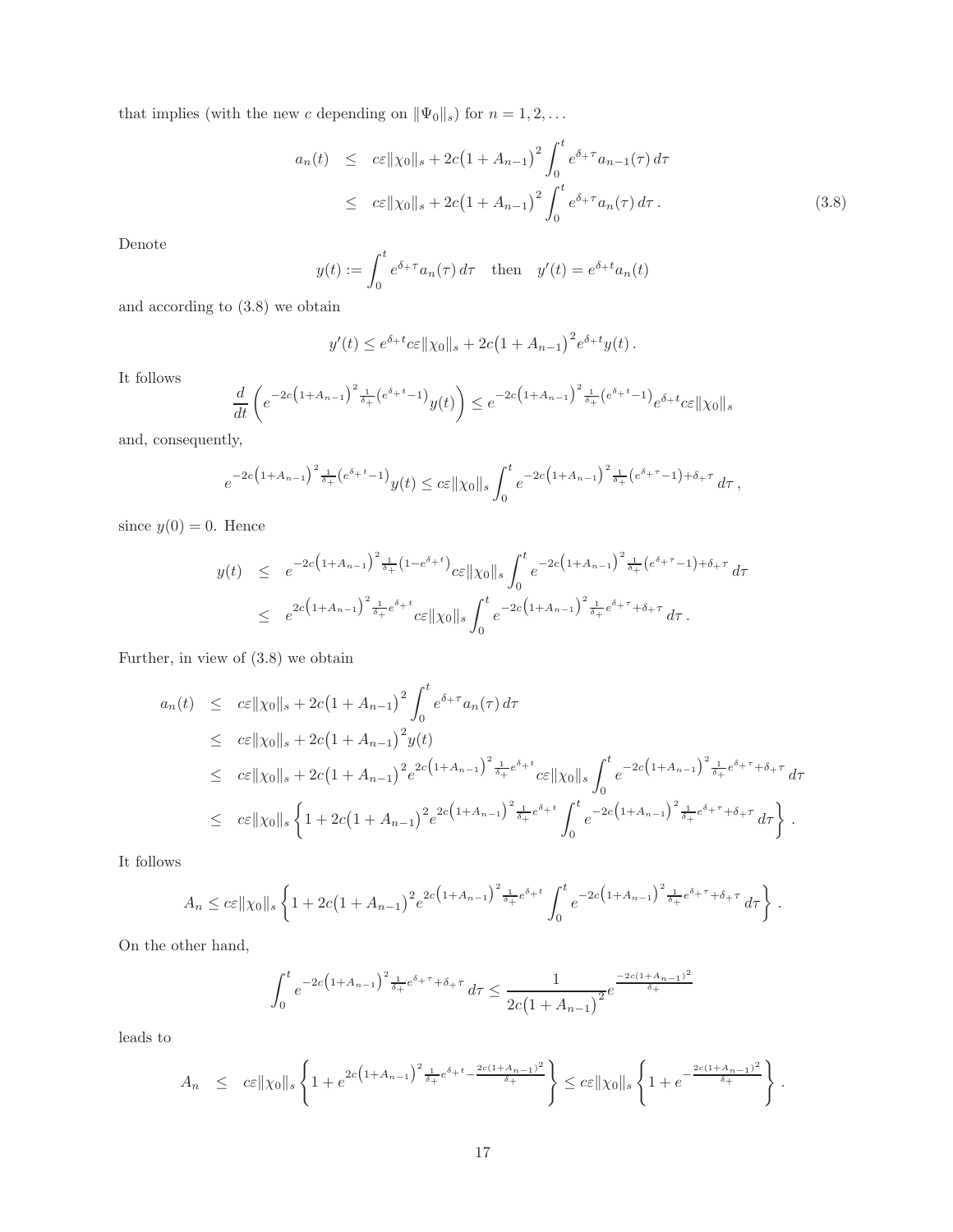that implies (with the new $c$ depending on $\|\Psi_0\|_s$) for $n = 1, 2, \ldots$

$$
\begin{aligned}
a_n(t) &\leq c\varepsilon\|\chi_0\|_s + 2c\big(1 + A_{n-1}\big)^2 \int_0^t e^{\delta_+\tau} a_{n-1}(\tau)\, d\tau \\
&\leq c\varepsilon\|\chi_0\|_s + 2c\big(1 + A_{n-1}\big)^2 \int_0^t e^{\delta_+\tau} a_n(\tau)\, d\tau\,. 
\end{aligned}
\tag{3.8}
$$

Denote

$$
y(t) := \int_0^t e^{\delta_+\tau} a_n(\tau)\, d\tau \quad \text{then} \quad y'(t) = e^{\delta_+ t} a_n(t)
$$

and according to (3.8) we obtain

$$
y'(t) \leq e^{\delta_+ t} c\varepsilon\|\chi_0\|_s + 2c\big(1 + A_{n-1}\big)^2 e^{\delta_+ t} y(t)\,.
$$

It follows

$$
\frac{d}{dt}\left( e^{-2c\left(1+A_{n-1}\right)^2 \frac{1}{\delta_+}\left(e^{\delta_+ t}-1\right)} y(t) \right) \leq e^{-2c\left(1+A_{n-1}\right)^2 \frac{1}{\delta_+}\left(e^{\delta_+ t}-1\right)} e^{\delta_+ t} c\varepsilon\|\chi_0\|_s
$$

and, consequently,

$$
e^{-2c\left(1+A_{n-1}\right)^2 \frac{1}{\delta_+}\left(e^{\delta_+ t}-1\right)} y(t) \leq c\varepsilon\|\chi_0\|_s \int_0^t e^{-2c\left(1+A_{n-1}\right)^2 \frac{1}{\delta_+}\left(e^{\delta_+ \tau}-1\right)+\delta_+\tau}\, d\tau\,,
$$

since $y(0) = 0$. Hence

$$
\begin{aligned}
y(t) &\leq e^{-2c\left(1+A_{n-1}\right)^2 \frac{1}{\delta_+}\left(1-e^{\delta_+ t}\right)} c\varepsilon\|\chi_0\|_s \int_0^t e^{-2c\left(1+A_{n-1}\right)^2 \frac{1}{\delta_+}\left(e^{\delta_+ \tau}-1\right)+\delta_+\tau}\, d\tau \\
&\leq e^{2c\left(1+A_{n-1}\right)^2 \frac{1}{\delta_+} e^{\delta_+ t}} c\varepsilon\|\chi_0\|_s \int_0^t e^{-2c\left(1+A_{n-1}\right)^2 \frac{1}{\delta_+} e^{\delta_+ \tau}+\delta_+\tau}\, d\tau\,.
\end{aligned}
$$

Further, in view of (3.8) we obtain

$$
\begin{aligned}
a_n(t) &\leq c\varepsilon\|\chi_0\|_s + 2c\big(1 + A_{n-1}\big)^2 \int_0^t e^{\delta_+\tau} a_n(\tau)\, d\tau \\
&\leq c\varepsilon\|\chi_0\|_s + 2c\big(1 + A_{n-1}\big)^2 y(t) \\
&\leq c\varepsilon\|\chi_0\|_s + 2c\big(1 + A_{n-1}\big)^2 e^{2c\left(1+A_{n-1}\right)^2 \frac{1}{\delta_+} e^{\delta_+ t}} c\varepsilon\|\chi_0\|_s \int_0^t e^{-2c\left(1+A_{n-1}\right)^2 \frac{1}{\delta_+} e^{\delta_+ \tau}+\delta_+\tau}\, d\tau \\
&\leq c\varepsilon\|\chi_0\|_s \left\{ 1 + 2c\big(1 + A_{n-1}\big)^2 e^{2c\left(1+A_{n-1}\right)^2 \frac{1}{\delta_+} e^{\delta_+ t}} \int_0^t e^{-2c\left(1+A_{n-1}\right)^2 \frac{1}{\delta_+} e^{\delta_+ \tau}+\delta_+\tau}\, d\tau \right\}\,.
\end{aligned}
$$

It follows

$$
A_n \leq c\varepsilon\|\chi_0\|_s \left\{ 1 + 2c\big(1 + A_{n-1}\big)^2 e^{2c\left(1+A_{n-1}\right)^2 \frac{1}{\delta_+} e^{\delta_+ t}} \int_0^t e^{-2c\left(1+A_{n-1}\right)^2 \frac{1}{\delta_+} e^{\delta_+ \tau}+\delta_+\tau}\, d\tau \right\}\,.
$$

On the other hand,

$$
\int_0^t e^{-2c\left(1+A_{n-1}\right)^2 \frac{1}{\delta_+} e^{\delta_+ \tau}+\delta_+\tau}\, d\tau \leq \frac{1}{2c\big(1 + A_{n-1}\big)^2} e^{\frac{-2c(1+A_{n-1})^2}{\delta_+}}
$$

leads to

$$
A_n \leq c\varepsilon\|\chi_0\|_s \left\{ 1 + e^{2c\left(1+A_{n-1}\right)^2 \frac{1}{\delta_+} e^{\delta_+ t} - \frac{2c(1+A_{n-1})^2}{\delta_+}} \right\} \leq c\varepsilon\|\chi_0\|_s \left\{ 1 + e^{-\frac{2c(1+A_{n-1})^2}{\delta_+}} \right\}\,.
$$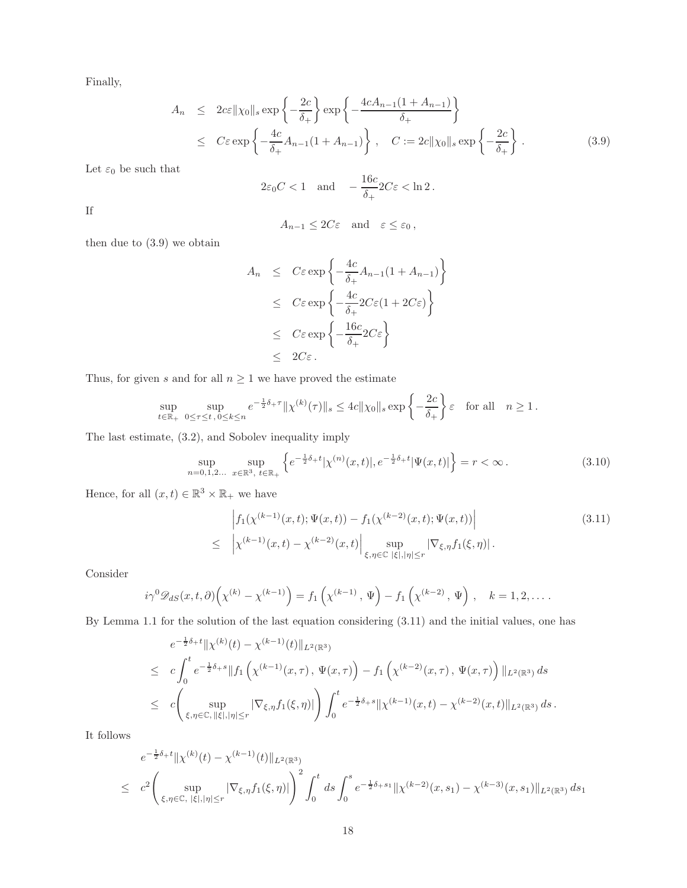Finally,

$$
\begin{aligned}
A_n &\leq 2c\varepsilon\|\chi_0\|_s \exp\left\{-\frac{2c}{\delta_+}\right\}\exp\left\{-\frac{4cA_{n-1}(1+A_{n-1})}{\delta_+}\right\} \\
&\leq C\varepsilon \exp\left\{-\frac{4c}{\delta_+}A_{n-1}(1+A_{n-1})\right\}, \quad C := 2c\|\chi_0\|_s \exp\left\{-\frac{2c}{\delta_+}\right\}. \qquad (3.9)
\end{aligned}
$$

Let $\varepsilon_0$ be such that

$$
2\varepsilon_0 C < 1 \quad \text{and} \quad -\frac{16c}{\delta_+}2C\varepsilon < \ln 2 \,.
$$

If

$$
A_{n-1} \leq 2C\varepsilon \quad \text{and} \quad \varepsilon \leq \varepsilon_0 \,,
$$

then due to (3.9) we obtain

$$
\begin{aligned}
A_n &\leq C\varepsilon \exp\left\{-\frac{4c}{\delta_+}A_{n-1}(1+A_{n-1})\right\} \\
&\leq C\varepsilon \exp\left\{-\frac{4c}{\delta_+}2C\varepsilon(1+2C\varepsilon)\right\} \\
&\leq C\varepsilon \exp\left\{-\frac{16c}{\delta_+}2C\varepsilon\right\} \\
&\leq 2C\varepsilon \,.
\end{aligned}
$$

Thus, for given $s$ and for all $n \geq 1$ we have proved the estimate

$$
\sup_{t\in\mathbb{R}_+}\ \sup_{0\leq\tau\leq t\,,\,0\leq k\leq n} e^{-\frac{1}{2}\delta_+\tau}\|\chi^{(k)}(\tau)\|_s \leq 4c\|\chi_0\|_s \exp\left\{-\frac{2c}{\delta_+}\right\}\varepsilon \quad \text{for all} \quad n\geq 1\,.
$$

The last estimate, (3.2), and Sobolev inequality imply

$$
\sup_{n=0,1,2\dots}\ \sup_{x\in\mathbb{R}^3,\ t\in\mathbb{R}_+}\left\{e^{-\frac{1}{2}\delta_+ t}|\chi^{(n)}(x,t)|, e^{-\frac{1}{2}\delta_+ t}|\Psi(x,t)|\right\} = r < \infty\,. \qquad (3.10)
$$

Hence, for all $(x,t)\in\mathbb{R}^3\times\mathbb{R}_+$ we have

$$
\begin{aligned}
&\left|f_1(\chi^{(k-1)}(x,t);\Psi(x,t)) - f_1(\chi^{(k-2)}(x,t);\Psi(x,t))\right| \qquad (3.11)\\
\leq\ &\left|\chi^{(k-1)}(x,t)-\chi^{(k-2)}(x,t)\right| \sup_{\xi,\eta\in\mathbb{C}\ |\xi|,|\eta|\leq r}|\nabla_{\xi,\eta}f_1(\xi,\eta)|\,.
\end{aligned}
$$

Consider

$$
i\gamma^0\mathscr{D}_{dS}(x,t,\partial)\Big(\chi^{(k)}-\chi^{(k-1)}\Big) = f_1\left(\chi^{(k-1)}\,,\,\Psi\right) - f_1\left(\chi^{(k-2)}\,,\,\Psi\right), \quad k=1,2,\dots.
$$

By Lemma 1.1 for the solution of the last equation considering (3.11) and the initial values, one has

$$
\begin{aligned}
&e^{-\frac{1}{2}\delta_+ t}\|\chi^{(k)}(t)-\chi^{(k-1)}(t)\|_{L^2(\mathbb{R}^3)} \\
\leq\ & c\int_0^t e^{-\frac{1}{2}\delta_+ s}\|f_1\left(\chi^{(k-1)}(x,\tau)\,,\,\Psi(x,\tau)\right) - f_1\left(\chi^{(k-2)}(x,\tau)\,,\,\Psi(x,\tau)\right)\|_{L^2(\mathbb{R}^3)}\,ds \\
\leq\ & c\left(\sup_{\xi,\eta\in\mathbb{C},\ \|\xi|,|\eta|\leq r}|\nabla_{\xi,\eta}f_1(\xi,\eta)|\right)\int_0^t e^{-\frac{1}{2}\delta_+ s}\|\chi^{(k-1)}(x,t)-\chi^{(k-2)}(x,t)\|_{L^2(\mathbb{R}^3)}\,ds\,.
\end{aligned}
$$

It follows

$$
\begin{aligned}
&e^{-\frac{1}{2}\delta_+ t}\|\chi^{(k)}(t)-\chi^{(k-1)}(t)\|_{L^2(\mathbb{R}^3)} \\
\leq\ & c^2\left(\sup_{\xi,\eta\in\mathbb{C},\ |\xi|,|\eta|\leq r}|\nabla_{\xi,\eta}f_1(\xi,\eta)|\right)^2\int_0^t ds\int_0^s e^{-\frac{1}{2}\delta_+ s_1}\|\chi^{(k-2)}(x,s_1)-\chi^{(k-3)}(x,s_1)\|_{L^2(\mathbb{R}^3)}\,ds_1
\end{aligned}
$$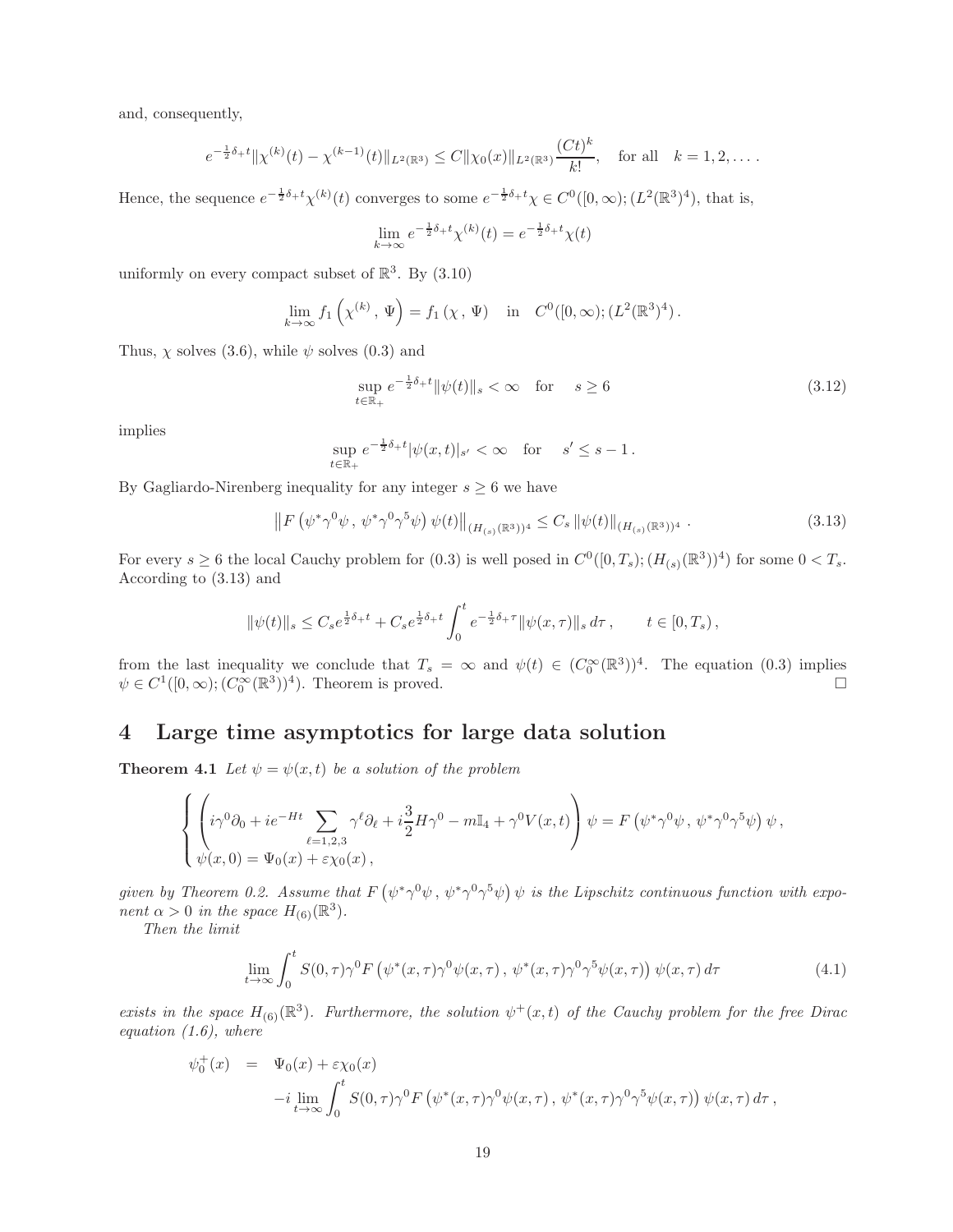and, consequently,

$$
e^{-\frac{1}{2}\delta_+ t}\|\chi^{(k)}(t)-\chi^{(k-1)}(t)\|_{L^2(\mathbb{R}^3)} \le C\|\chi_0(x)\|_{L^2(\mathbb{R}^3)}\frac{(Ct)^k}{k!}, \quad \text{for all} \quad k=1,2,\dots .
$$

Hence, the sequence $e^{-\frac{1}{2}\delta_+ t}\chi^{(k)}(t)$ converges to some $e^{-\frac{1}{2}\delta_+ t}\chi \in C^0([0,\infty);(L^2(\mathbb{R}^3)^4)$, that is,

$$
\lim_{k\to\infty} e^{-\frac{1}{2}\delta_+ t}\chi^{(k)}(t) = e^{-\frac{1}{2}\delta_+ t}\chi(t)
$$

uniformly on every compact subset of $\mathbb{R}^3$. By (3.10)

$$
\lim_{k\to\infty} f_1\left(\chi^{(k)}\,,\,\Psi\right) = f_1\left(\chi\,,\,\Psi\right) \quad \text{in} \quad C^0([0,\infty);(L^2(\mathbb{R}^3)^4)\,.
$$

Thus, $\chi$ solves (3.6), while $\psi$ solves (0.3) and

$$
\sup_{t\in\mathbb{R}_+} e^{-\frac{1}{2}\delta_+ t}\|\psi(t)\|_s < \infty \quad \text{for} \quad s\ge 6 \tag{3.12}
$$

implies

$$
\sup_{t\in\mathbb{R}_+} e^{-\frac{1}{2}\delta_+ t}|\psi(x,t)|_{s'} < \infty \quad \text{for} \quad s'\le s-1\,.
$$

By Gagliardo-Nirenberg inequality for any integer $s\ge 6$ we have

$$
\left\|F\left(\psi^*\gamma^0\psi\,,\,\psi^*\gamma^0\gamma^5\psi\right)\psi(t)\right\|_{(H_{(s)}(\mathbb{R}^3))^4} \le C_s\left\|\psi(t)\right\|_{(H_{(s)}(\mathbb{R}^3))^4}\,. \tag{3.13}
$$

For every $s\ge 6$ the local Cauchy problem for (0.3) is well posed in $C^0([0,T_s);(H_{(s)}(\mathbb{R}^3))^4)$ for some $0<T_s$. According to (3.13) and

$$
\|\psi(t)\|_s \le C_s e^{\frac{1}{2}\delta_+ t} + C_s e^{\frac{1}{2}\delta_+ t}\int_0^t e^{-\frac{1}{2}\delta_+\tau}\|\psi(x,\tau)\|_s\,d\tau\,, \qquad t\in[0,T_s)\,,
$$

from the last inequality we conclude that $T_s=\infty$ and $\psi(t)\in(C_0^\infty(\mathbb{R}^3))^4$. The equation (0.3) implies $\psi\in C^1([0,\infty);(C_0^\infty(\mathbb{R}^3))^4)$. Theorem is proved. $\square$

# 4 Large time asymptotics for large data solution

**Theorem 4.1** *Let $\psi=\psi(x,t)$ be a solution of the problem*

$$
\begin{cases}
\left(i\gamma^0\partial_0 + ie^{-Ht}\sum_{\ell=1,2,3}\gamma^\ell\partial_\ell + i\frac{3}{2}H\gamma^0 - m\mathbb{I}_4 + \gamma^0 V(x,t)\right)\psi = F\left(\psi^*\gamma^0\psi\,,\,\psi^*\gamma^0\gamma^5\psi\right)\psi\,,\\
\psi(x,0) = \Psi_0(x)+\varepsilon\chi_0(x)\,,
\end{cases}
$$

*given by Theorem 0.2. Assume that $F\left(\psi^*\gamma^0\psi\,,\,\psi^*\gamma^0\gamma^5\psi\right)\psi$ is the Lipschitz continuous function with exponent $\alpha>0$ in the space $H_{(6)}(\mathbb{R}^3)$.*

*Then the limit*

$$
\lim_{t\to\infty}\int_0^t S(0,\tau)\gamma^0 F\left(\psi^*(x,\tau)\gamma^0\psi(x,\tau)\,,\,\psi^*(x,\tau)\gamma^0\gamma^5\psi(x,\tau)\right)\psi(x,\tau)\,d\tau \tag{4.1}
$$

*exists in the space $H_{(6)}(\mathbb{R}^3)$. Furthermore, the solution $\psi^+(x,t)$ of the Cauchy problem for the free Dirac equation (1.6), where*

$$
\begin{aligned}
\psi_0^+(x) &= \Psi_0(x)+\varepsilon\chi_0(x)\\
&\quad -i\lim_{t\to\infty}\int_0^t S(0,\tau)\gamma^0 F\left(\psi^*(x,\tau)\gamma^0\psi(x,\tau)\,,\,\psi^*(x,\tau)\gamma^0\gamma^5\psi(x,\tau)\right)\psi(x,\tau)\,d\tau\,,
\end{aligned}
$$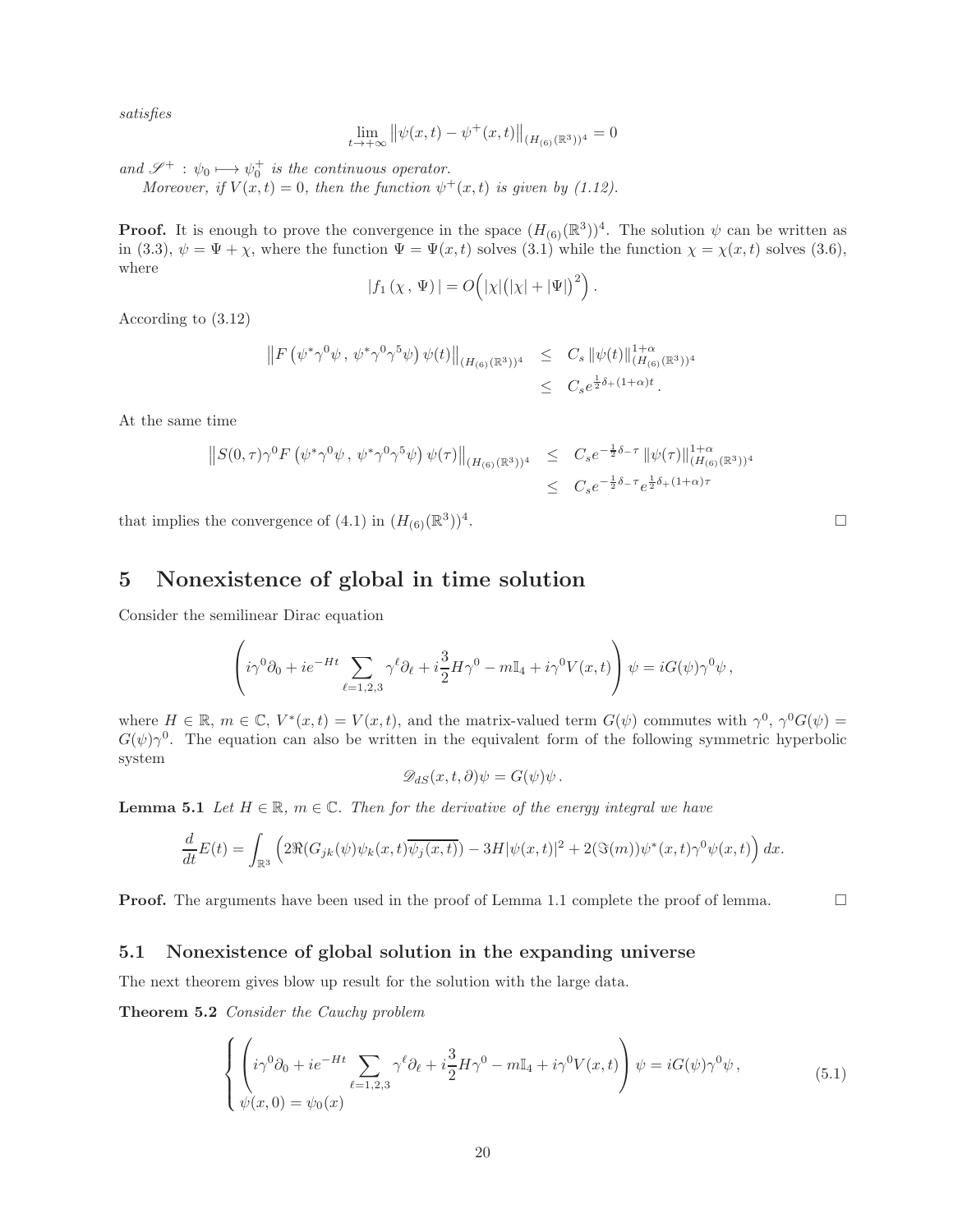*satisfies*

$$\lim_{t\to+\infty} \left\|\psi(x,t) - \psi^+(x,t)\right\|_{(H_{(6)}(\mathbb{R}^3))^4} = 0$$

*and* $\mathscr{S}^+ : \psi_0 \longmapsto \psi_0^+$ *is the continuous operator.*

*Moreover, if* $V(x,t) = 0$*, then the function* $\psi^+(x,t)$ *is given by (1.12).*

**Proof.** It is enough to prove the convergence in the space $(H_{(6)}(\mathbb{R}^3))^4$. The solution $\psi$ can be written as in (3.3), $\psi = \Psi + \chi$, where the function $\Psi = \Psi(x,t)$ solves (3.1) while the function $\chi = \chi(x,t)$ solves (3.6), where

$$|f_1(\chi, \Psi)| = O\Big(|\chi|\big(|\chi| + |\Psi|\big)^2\Big).$$

According to (3.12)

$$\begin{aligned}
\left\|F\left(\psi^*\gamma^0\psi\,,\, \psi^*\gamma^0\gamma^5\psi\right)\psi(t)\right\|_{(H_{(6)}(\mathbb{R}^3))^4} &\leq C_s \left\|\psi(t)\right\|^{1+\alpha}_{(H_{(6)}(\mathbb{R}^3))^4} \\
&\leq C_s e^{\frac{1}{2}\delta_+(1+\alpha)t}.
\end{aligned}$$

At the same time

$$\begin{aligned}
\left\|S(0,\tau)\gamma^0 F\left(\psi^*\gamma^0\psi\,,\, \psi^*\gamma^0\gamma^5\psi\right)\psi(\tau)\right\|_{(H_{(6)}(\mathbb{R}^3))^4} &\leq C_s e^{-\frac{1}{2}\delta_-\tau}\left\|\psi(\tau)\right\|^{1+\alpha}_{(H_{(6)}(\mathbb{R}^3))^4} \\
&\leq C_s e^{-\frac{1}{2}\delta_-\tau} e^{\frac{1}{2}\delta_+(1+\alpha)\tau}
\end{aligned}$$

that implies the convergence of (4.1) in $(H_{(6)}(\mathbb{R}^3))^4$. $\square$

# 5 Nonexistence of global in time solution

Consider the semilinear Dirac equation

$$\left(i\gamma^0\partial_0 + ie^{-Ht}\sum_{\ell=1,2,3}\gamma^\ell\partial_\ell + i\frac{3}{2}H\gamma^0 - m\mathbb{I}_4 + i\gamma^0 V(x,t)\right)\psi = iG(\psi)\gamma^0\psi\,,$$

where $H \in \mathbb{R}$, $m \in \mathbb{C}$, $V^*(x,t) = V(x,t)$, and the matrix-valued term $G(\psi)$ commutes with $\gamma^0$, $\gamma^0 G(\psi) = G(\psi)\gamma^0$. The equation can also be written in the equivalent form of the following symmetric hyperbolic system

$$\mathscr{D}_{dS}(x,t,\partial)\psi = G(\psi)\psi\,.$$

**Lemma 5.1** *Let* $H \in \mathbb{R}$*,* $m \in \mathbb{C}$*. Then for the derivative of the energy integral we have*

$$\frac{d}{dt}E(t) = \int_{\mathbb{R}^3}\Big(2\Re(G_{jk}(\psi)\psi_k(x,t)\overline{\psi_j(x,t)}) - 3H|\psi(x,t)|^2 + 2(\Im(m))\psi^*(x,t)\gamma^0\psi(x,t)\Big)\,dx.$$

**Proof.** The arguments have been used in the proof of Lemma 1.1 complete the proof of lemma. $\square$

## 5.1 Nonexistence of global solution in the expanding universe

The next theorem gives blow up result for the solution with the large data.

**Theorem 5.2** *Consider the Cauchy problem*

$$\begin{cases}
\left(i\gamma^0\partial_0 + ie^{-Ht}\displaystyle\sum_{\ell=1,2,3}\gamma^\ell\partial_\ell + i\frac{3}{2}H\gamma^0 - m\mathbb{I}_4 + i\gamma^0 V(x,t)\right)\psi = iG(\psi)\gamma^0\psi\,, \\
\psi(x,0) = \psi_0(x)
\end{cases} \tag{5.1}$$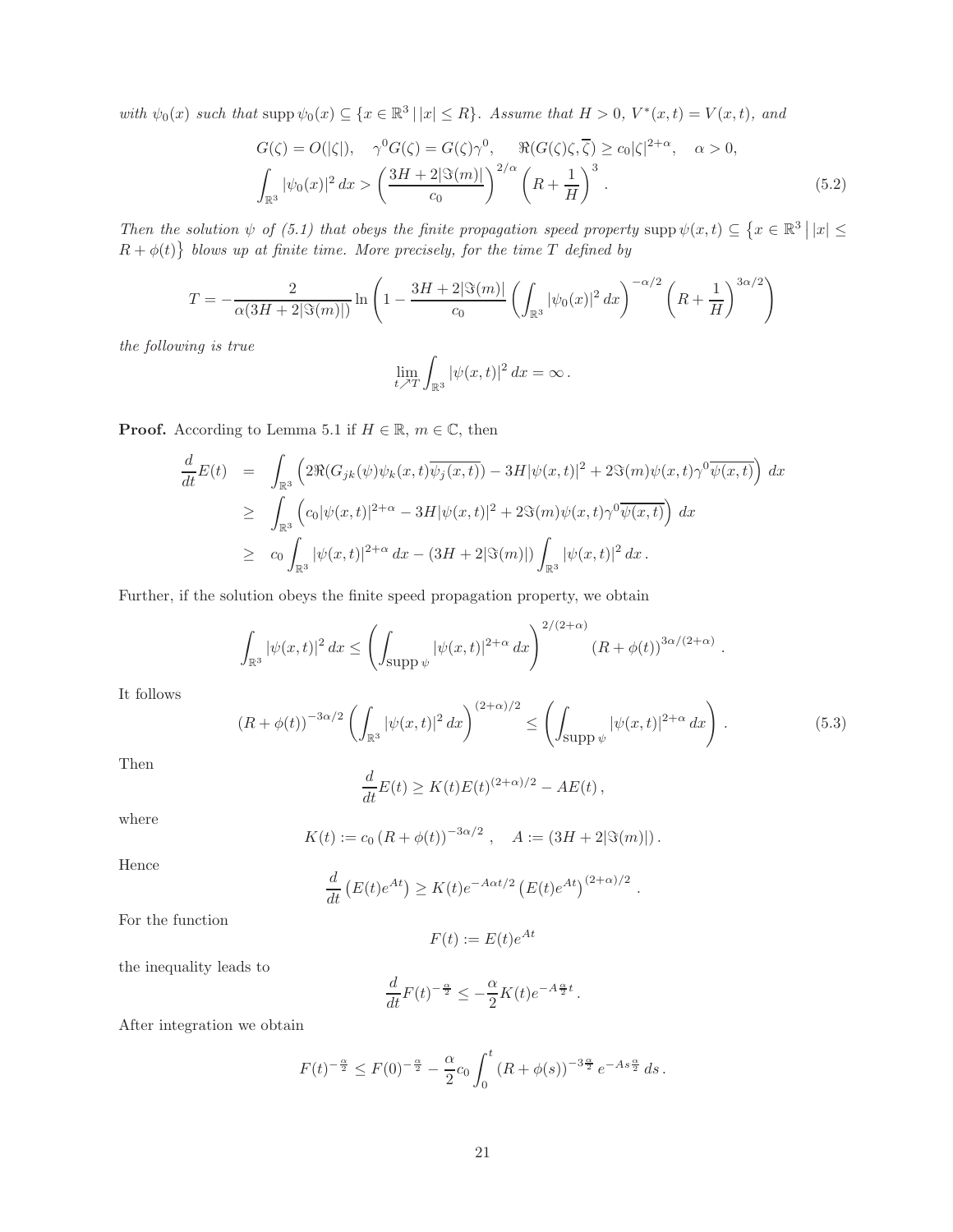*with $\psi_0(x)$ such that $\operatorname{supp}\psi_0(x) \subseteq \{x \in \mathbb{R}^3 \,|\, |x| \leq R\}$. Assume that $H > 0$, $V^*(x,t) = V(x,t)$, and*

$$
\begin{aligned}
& G(\zeta) = O(|\zeta|), \quad \gamma^0 G(\zeta) = G(\zeta)\gamma^0, \quad \Re(G(\zeta)\zeta, \overline{\zeta}) \geq c_0|\zeta|^{2+\alpha}, \quad \alpha > 0, \\
& \int_{\mathbb{R}^3} |\psi_0(x)|^2\, dx > \left(\frac{3H + 2|\Im(m)|}{c_0}\right)^{2/\alpha} \left(R + \frac{1}{H}\right)^3 .
\end{aligned}
\tag{5.2}
$$

*Then the solution $\psi$ of (5.1) that obeys the finite propagation speed property $\operatorname{supp}\psi(x,t) \subseteq \{x \in \mathbb{R}^3 \,\big|\, |x| \leq R + \phi(t)\}$ blows up at finite time. More precisely, for the time $T$ defined by*

$$
T = -\frac{2}{\alpha(3H + 2|\Im(m)|)} \ln\left(1 - \frac{3H + 2|\Im(m)|}{c_0}\left(\int_{\mathbb{R}^3} |\psi_0(x)|^2\, dx\right)^{-\alpha/2} \left(R + \frac{1}{H}\right)^{3\alpha/2}\right)
$$

*the following is true*

$$
\lim_{t \nearrow T} \int_{\mathbb{R}^3} |\psi(x,t)|^2\, dx = \infty \,.
$$

**Proof.** According to Lemma 5.1 if $H \in \mathbb{R}$, $m \in \mathbb{C}$, then

$$
\begin{aligned}
\frac{d}{dt}E(t) &= \int_{\mathbb{R}^3} \left(2\Re(G_{jk}(\psi)\psi_k(x,t)\overline{\psi_j(x,t)}) - 3H|\psi(x,t)|^2 + 2\Im(m)\psi(x,t)\gamma^0\overline{\psi(x,t)}\right) dx \\
&\geq \int_{\mathbb{R}^3} \left(c_0|\psi(x,t)|^{2+\alpha} - 3H|\psi(x,t)|^2 + 2\Im(m)\psi(x,t)\gamma^0\overline{\psi(x,t)}\right) dx \\
&\geq c_0 \int_{\mathbb{R}^3} |\psi(x,t)|^{2+\alpha}\, dx - (3H + 2|\Im(m)|) \int_{\mathbb{R}^3} |\psi(x,t)|^2\, dx \,.
\end{aligned}
$$

Further, if the solution obeys the finite speed propagation property, we obtain

$$
\int_{\mathbb{R}^3} |\psi(x,t)|^2\, dx \leq \left(\int_{\operatorname{supp}\psi} |\psi(x,t)|^{2+\alpha}\, dx\right)^{2/(2+\alpha)} (R + \phi(t))^{3\alpha/(2+\alpha)} \,.
$$

It follows

$$
(R + \phi(t))^{-3\alpha/2} \left(\int_{\mathbb{R}^3} |\psi(x,t)|^2\, dx\right)^{(2+\alpha)/2} \leq \left(\int_{\operatorname{supp}\psi} |\psi(x,t)|^{2+\alpha}\, dx\right) . \tag{5.3}
$$

Then

$$
\frac{d}{dt}E(t) \geq K(t)E(t)^{(2+\alpha)/2} - AE(t) \,,
$$

where

$$
K(t) := c_0 (R + \phi(t))^{-3\alpha/2} \,, \quad A := (3H + 2|\Im(m)|) \,.
$$

Hence

$$
\frac{d}{dt}\left(E(t)e^{At}\right) \geq K(t)e^{-A\alpha t/2}\left(E(t)e^{At}\right)^{(2+\alpha)/2} .
$$

For the function

$$
F(t) := E(t)e^{At}
$$

the inequality leads to

$$
\frac{d}{dt}F(t)^{-\frac{\alpha}{2}} \leq -\frac{\alpha}{2}K(t)e^{-A\frac{\alpha}{2}t} \,.
$$

After integration we obtain

$$
F(t)^{-\frac{\alpha}{2}} \leq F(0)^{-\frac{\alpha}{2}} - \frac{\alpha}{2}c_0 \int_0^t (R + \phi(s))^{-3\frac{\alpha}{2}} e^{-As\frac{\alpha}{2}}\, ds \,.
$$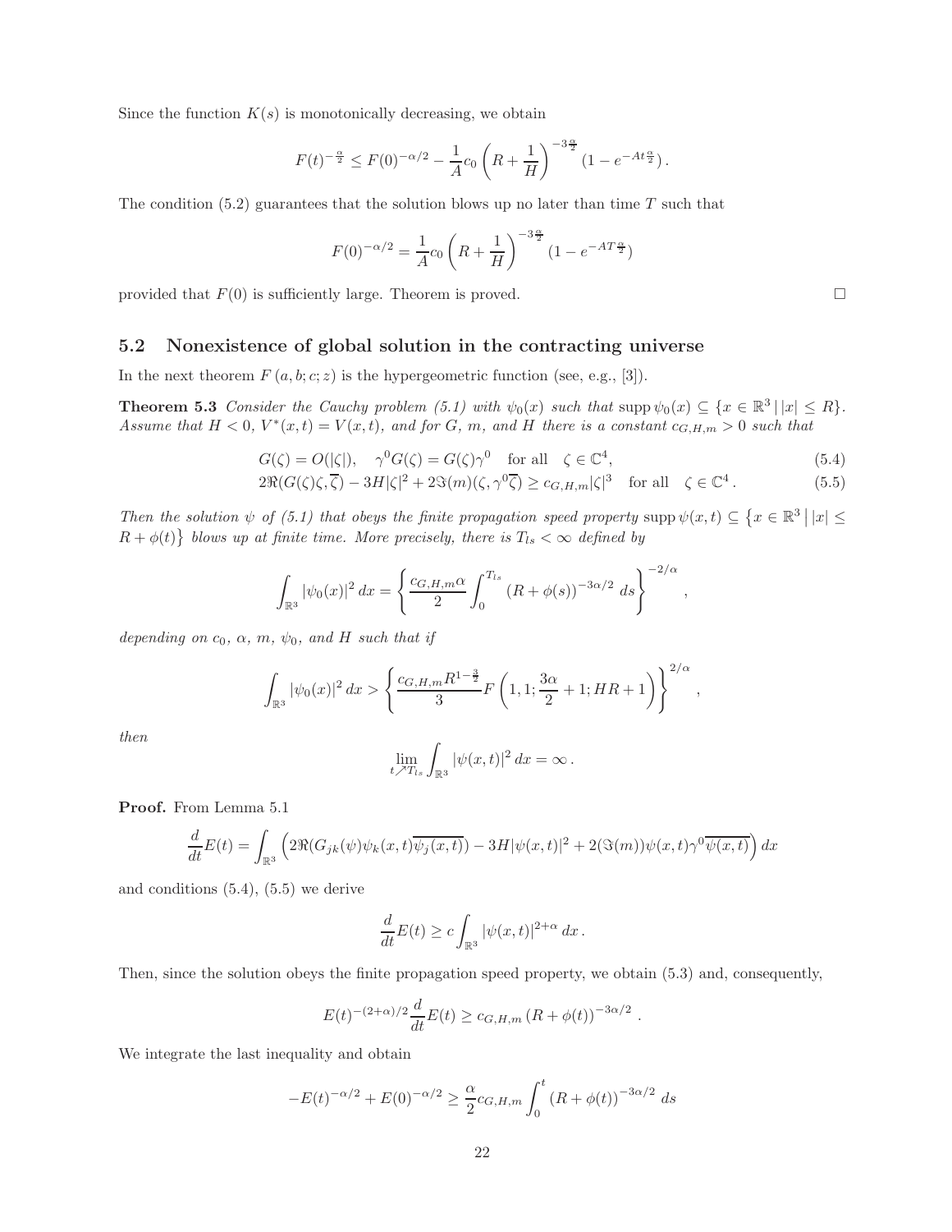Since the function $K(s)$ is monotonically decreasing, we obtain

$$F(t)^{-\frac{\alpha}{2}} \leq F(0)^{-\alpha/2} - \frac{1}{A}c_0 \left(R + \frac{1}{H}\right)^{-3\frac{\alpha}{2}} (1 - e^{-At\frac{\alpha}{2}}) .$$

The condition (5.2) guarantees that the solution blows up no later than time $T$ such that

$$F(0)^{-\alpha/2} = \frac{1}{A}c_0 \left(R + \frac{1}{H}\right)^{-3\frac{\alpha}{2}} (1 - e^{-AT\frac{\alpha}{2}})$$

provided that $F(0)$ is sufficiently large. Theorem is proved. □

## 5.2 Nonexistence of global solution in the contracting universe

In the next theorem $F(a, b; c; z)$ is the hypergeometric function (see, e.g., [3]).

**Theorem 5.3** *Consider the Cauchy problem (5.1) with $\psi_0(x)$ such that $\operatorname{supp}\psi_0(x) \subseteq \{x \in \mathbb{R}^3 \,|\, |x| \leq R\}$. Assume that $H < 0$, $V^*(x,t) = V(x,t)$, and for $G$, $m$, and $H$ there is a constant $c_{G,H,m} > 0$ such that*

$$G(\zeta) = O(|\zeta|), \quad \gamma^0 G(\zeta) = G(\zeta)\gamma^0 \quad \text{for all} \quad \zeta \in \mathbb{C}^4, \tag{5.4}$$

$$2\Re(G(\zeta)\zeta, \overline{\zeta}) - 3H|\zeta|^2 + 2\Im(m)(\zeta, \gamma^0\overline{\zeta}) \geq c_{G,H,m}|\zeta|^3 \quad \text{for all} \quad \zeta \in \mathbb{C}^4 . \tag{5.5}$$

*Then the solution $\psi$ of (5.1) that obeys the finite propagation speed property $\operatorname{supp}\psi(x,t) \subseteq \{x \in \mathbb{R}^3 \,\big|\, |x| \leq R + \phi(t)\}$ blows up at finite time. More precisely, there is $T_{ls} < \infty$ defined by*

$$\int_{\mathbb{R}^3} |\psi_0(x)|^2 \, dx = \left\{ \frac{c_{G,H,m}\alpha}{2} \int_0^{T_{ls}} (R + \phi(s))^{-3\alpha/2} \, ds \right\}^{-2/\alpha} ,$$

*depending on $c_0$, $\alpha$, $m$, $\psi_0$, and $H$ such that if*

$$\int_{\mathbb{R}^3} |\psi_0(x)|^2 \, dx > \left\{ \frac{c_{G,H,m}R^{1-\frac{3}{2}}}{3} F\left(1, 1; \frac{3\alpha}{2} + 1; HR + 1\right) \right\}^{2/\alpha} ,$$

*then*

$$\lim_{t \nearrow T_{ls}} \int_{\mathbb{R}^3} |\psi(x,t)|^2 \, dx = \infty .$$

**Proof.** From Lemma 5.1

$$\frac{d}{dt}E(t) = \int_{\mathbb{R}^3} \left( 2\Re(G_{jk}(\psi)\psi_k(x,t)\overline{\psi_j(x,t)}) - 3H|\psi(x,t)|^2 + 2(\Im(m))\psi(x,t)\gamma^0\overline{\psi(x,t)} \right) dx$$

and conditions (5.4), (5.5) we derive

$$\frac{d}{dt}E(t) \geq c \int_{\mathbb{R}^3} |\psi(x,t)|^{2+\alpha} \, dx .$$

Then, since the solution obeys the finite propagation speed property, we obtain (5.3) and, consequently,

$$E(t)^{-(2+\alpha)/2} \frac{d}{dt}E(t) \geq c_{G,H,m} (R + \phi(t))^{-3\alpha/2} .$$

We integrate the last inequality and obtain

$$-E(t)^{-\alpha/2} + E(0)^{-\alpha/2} \geq \frac{\alpha}{2} c_{G,H,m} \int_0^t (R + \phi(t))^{-3\alpha/2} \, ds$$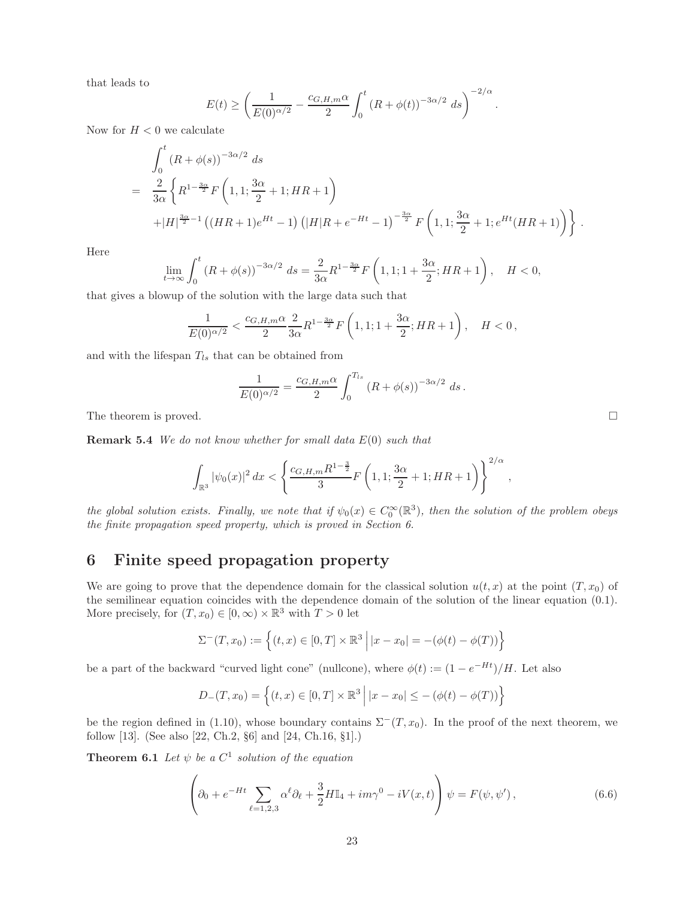that leads to

$$E(t) \geq \left( \frac{1}{E(0)^{\alpha/2}} - \frac{c_{G,H,m}\alpha}{2} \int_0^t (R + \phi(t))^{-3\alpha/2}\, ds \right)^{-2/\alpha}.$$

Now for $H < 0$ we calculate

$$\begin{aligned}
&\int_0^t (R+\phi(s))^{-3\alpha/2}\, ds \\
= \;& \frac{2}{3\alpha}\left\{ R^{1-\frac{3\alpha}{2}} F\left(1,1;\frac{3\alpha}{2}+1;HR+1\right) \right. \\
&\left. +|H|^{\frac{3\alpha}{2}-1}\left((HR+1)e^{Ht}-1\right)\left(|H|R+e^{-Ht}-1\right)^{-\frac{3\alpha}{2}} F\left(1,1;\frac{3\alpha}{2}+1;e^{Ht}(HR+1)\right) \right\}.
\end{aligned}$$

Here

$$\lim_{t\to\infty} \int_0^t (R+\phi(s))^{-3\alpha/2}\, ds = \frac{2}{3\alpha} R^{1-\frac{3\alpha}{2}} F\left(1,1;1+\frac{3\alpha}{2};HR+1\right), \quad H<0,$$

that gives a blowup of the solution with the large data such that

$$\frac{1}{E(0)^{\alpha/2}} < \frac{c_{G,H,m}\alpha}{2}\frac{2}{3\alpha} R^{1-\frac{3\alpha}{2}} F\left(1,1;1+\frac{3\alpha}{2};HR+1\right), \quad H<0\,,$$

and with the lifespan $T_{ls}$ that can be obtained from

$$\frac{1}{E(0)^{\alpha/2}} = \frac{c_{G,H,m}\alpha}{2} \int_0^{T_{ls}} (R+\phi(s))^{-3\alpha/2}\, ds\,.$$

The theorem is proved. □

**Remark 5.4** *We do not know whether for small data $E(0)$ such that*

$$\int_{\mathbb{R}^3} |\psi_0(x)|^2\, dx < \left\{ \frac{c_{G,H,m} R^{1-\frac{3}{2}}}{3} F\left(1,1;\frac{3\alpha}{2}+1;HR+1\right)\right\}^{2/\alpha},$$

*the global solution exists. Finally, we note that if $\psi_0(x) \in C_0^\infty(\mathbb{R}^3)$, then the solution of the problem obeys the finite propagation speed property, which is proved in Section 6.*

# 6 Finite speed propagation property

We are going to prove that the dependence domain for the classical solution $u(t,x)$ at the point $(T,x_0)$ of the semilinear equation coincides with the dependence domain of the solution of the linear equation (0.1). More precisely, for $(T,x_0) \in [0,\infty)\times\mathbb{R}^3$ with $T>0$ let

$$\Sigma^-(T,x_0) := \left\{ (t,x) \in [0,T]\times\mathbb{R}^3 \,\middle|\, |x-x_0| = -(\phi(t)-\phi(T)) \right\}$$

be a part of the backward "curved light cone" (nullcone), where $\phi(t) := (1-e^{-Ht})/H$. Let also

$$D_-(T,x_0) = \left\{ (t,x) \in [0,T]\times\mathbb{R}^3 \,\middle|\, |x-x_0| \leq -(\phi(t)-\phi(T)) \right\}$$

be the region defined in (1.10), whose boundary contains $\Sigma^-(T,x_0)$. In the proof of the next theorem, we follow [13]. (See also [22, Ch.2, §6] and [24, Ch.16, §1].)

**Theorem 6.1** *Let $\psi$ be a $C^1$ solution of the equation*

$$\left( \partial_0 + e^{-Ht} \sum_{\ell=1,2,3} \alpha^\ell \partial_\ell + \frac{3}{2}H\mathbb{I}_4 + im\gamma^0 - iV(x,t) \right)\psi = F(\psi,\psi')\,, \tag{6.6}$$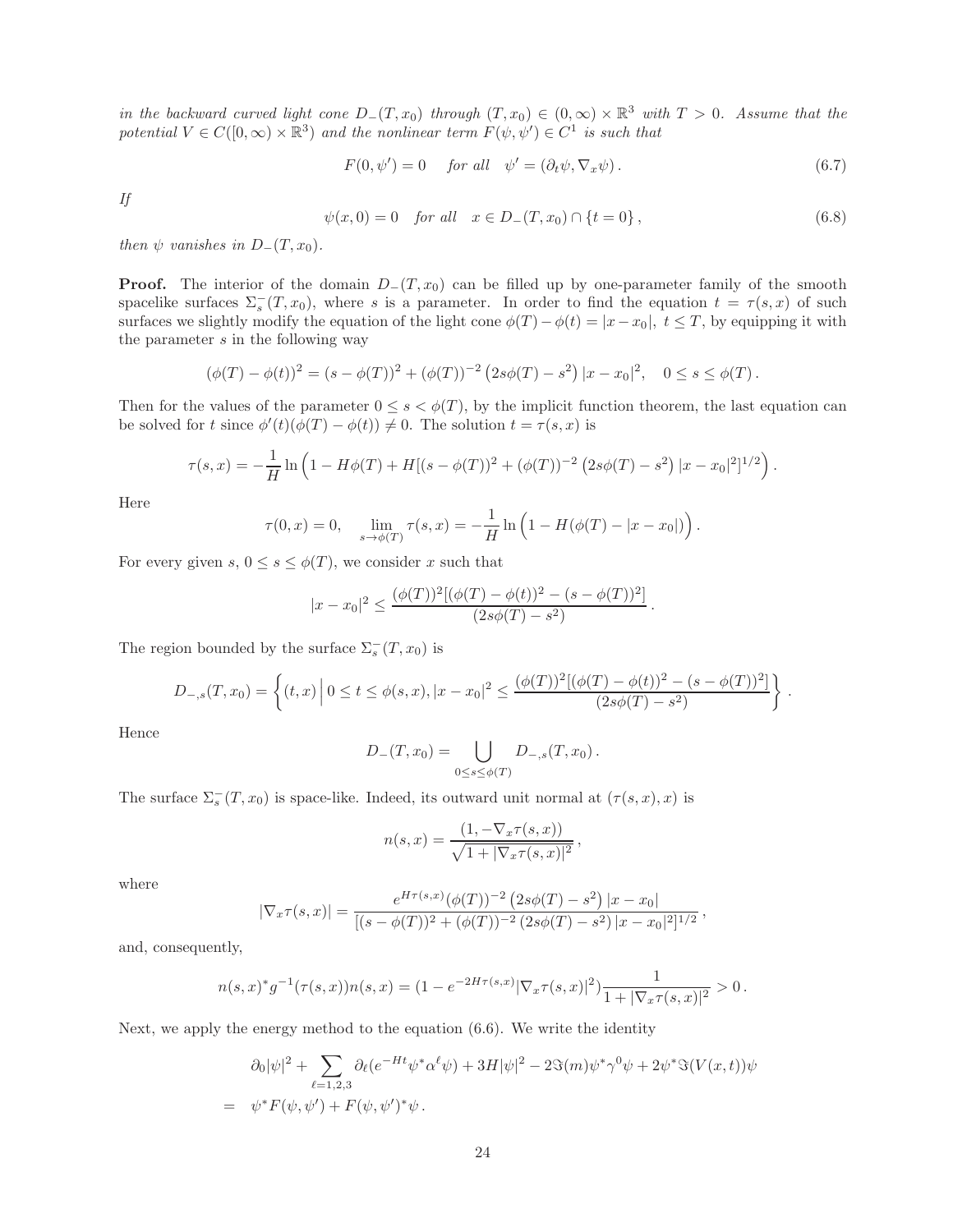*in the backward curved light cone $D_-(T,x_0)$ through $(T,x_0) \in (0,\infty)\times\mathbb{R}^3$ with $T>0$. Assume that the potential $V \in C([0,\infty)\times\mathbb{R}^3)$ and the nonlinear term $F(\psi,\psi') \in C^1$ is such that*

$$F(0,\psi') = 0 \quad \textit{for all} \quad \psi' = (\partial_t\psi, \nabla_x\psi)\,. \tag{6.7}$$

*If*

$$\psi(x,0) = 0 \quad \textit{for all} \quad x \in D_-(T,x_0)\cap\{t=0\}\,, \tag{6.8}$$

*then $\psi$ vanishes in $D_-(T,x_0)$.*

**Proof.** The interior of the domain $D_-(T,x_0)$ can be filled up by one-parameter family of the smooth spacelike surfaces $\Sigma_s^-(T,x_0)$, where $s$ is a parameter. In order to find the equation $t=\tau(s,x)$ of such surfaces we slightly modify the equation of the light cone $\phi(T)-\phi(t)=|x-x_0|$, $t\le T$, by equipping it with the parameter $s$ in the following way

$$(\phi(T)-\phi(t))^2 = (s-\phi(T))^2 + (\phi(T))^{-2}\left(2s\phi(T)-s^2\right)|x-x_0|^2, \quad 0\le s\le\phi(T)\,.$$

Then for the values of the parameter $0\le s<\phi(T)$, by the implicit function theorem, the last equation can be solved for $t$ since $\phi'(t)(\phi(T)-\phi(t))\neq 0$. The solution $t=\tau(s,x)$ is

$$\tau(s,x) = -\frac{1}{H}\ln\left(1-H\phi(T)+H[(s-\phi(T))^2+(\phi(T))^{-2}\left(2s\phi(T)-s^2\right)|x-x_0|^2]^{1/2}\right).$$

Here

$$\tau(0,x)=0, \quad \lim_{s\to\phi(T)}\tau(s,x) = -\frac{1}{H}\ln\left(1-H(\phi(T)-|x-x_0|)\right).$$

For every given $s$, $0\le s\le\phi(T)$, we consider $x$ such that

$$|x-x_0|^2 \le \frac{(\phi(T))^2[(\phi(T)-\phi(t))^2-(s-\phi(T))^2]}{(2s\phi(T)-s^2)}\,.$$

The region bounded by the surface $\Sigma_s^-(T,x_0)$ is

$$D_{-,s}(T,x_0) = \left\{(t,x)\,\Big|\, 0\le t\le\phi(s,x), |x-x_0|^2 \le \frac{(\phi(T))^2[(\phi(T)-\phi(t))^2-(s-\phi(T))^2]}{(2s\phi(T)-s^2)}\right\}.$$

Hence

$$D_-(T,x_0) = \bigcup_{0\le s\le\phi(T)} D_{-,s}(T,x_0)\,.$$

The surface $\Sigma_s^-(T,x_0)$ is space-like. Indeed, its outward unit normal at $(\tau(s,x),x)$ is

$$n(s,x) = \frac{(1,-\nabla_x\tau(s,x))}{\sqrt{1+|\nabla_x\tau(s,x)|^2}}\,,$$

where

$$|\nabla_x\tau(s,x)| = \frac{e^{H\tau(s,x)}(\phi(T))^{-2}\left(2s\phi(T)-s^2\right)|x-x_0|}{[(s-\phi(T))^2+(\phi(T))^{-2}\left(2s\phi(T)-s^2\right)|x-x_0|^2]^{1/2}}\,,$$

and, consequently,

$$n(s,x)^*g^{-1}(\tau(s,x))n(s,x) = (1-e^{-2H\tau(s,x)}|\nabla_x\tau(s,x)|^2)\frac{1}{1+|\nabla_x\tau(s,x)|^2} > 0\,.$$

Next, we apply the energy method to the equation (6.6). We write the identity

$$\begin{aligned}
&\partial_0|\psi|^2 + \sum_{\ell=1,2,3}\partial_\ell(e^{-Ht}\psi^*\alpha^\ell\psi) + 3H|\psi|^2 - 2\Im(m)\psi^*\gamma^0\psi + 2\psi^*\Im(V(x,t))\psi \\
=\;\; & \psi^*F(\psi,\psi') + F(\psi,\psi')^*\psi\,.
\end{aligned}$$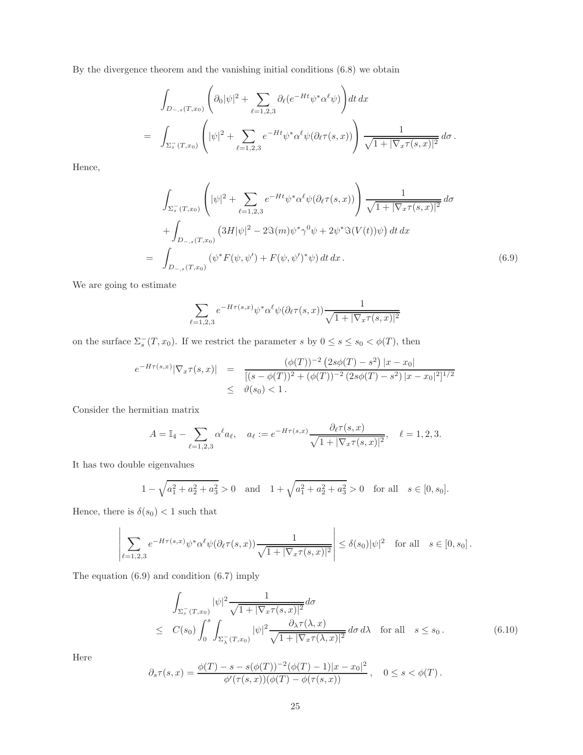By the divergence theorem and the vanishing initial conditions (6.8) we obtain

$$
\begin{aligned}
& \int_{D_{-,s}(T,x_0)} \left( \partial_0 |\psi|^2 + \sum_{\ell=1,2,3} \partial_\ell (e^{-Ht}\psi^* \alpha^\ell \psi) \right) dt\, dx \\
= & \int_{\Sigma_s^-(T,x_0)} \left( |\psi|^2 + \sum_{\ell=1,2,3} e^{-Ht}\psi^* \alpha^\ell \psi (\partial_\ell \tau(s,x)) \right) \frac{1}{\sqrt{1+|\nabla_x \tau(s,x)|^2}}\, d\sigma \,.
\end{aligned}
$$

Hence,

$$
\begin{aligned}
& \int_{\Sigma_s^-(T,x_0)} \left( |\psi|^2 + \sum_{\ell=1,2,3} e^{-Ht}\psi^* \alpha^\ell \psi (\partial_\ell \tau(s,x)) \right) \frac{1}{\sqrt{1+|\nabla_x \tau(s,x)|^2}}\, d\sigma \\
& + \int_{D_{-,s}(T,x_0)} \left( 3H|\psi|^2 - 2\Im(m)\psi^*\gamma^0\psi + 2\psi^* \Im(V(t))\psi \right) dt\, dx \\
= & \int_{D_{-,s}(T,x_0)} \left( \psi^* F(\psi,\psi') + F(\psi,\psi')^* \psi \right) dt\, dx \,. \qquad (6.9)
\end{aligned}
$$

We are going to estimate

$$
\sum_{\ell=1,2,3} e^{-H\tau(s,x)}\psi^* \alpha^\ell \psi (\partial_\ell \tau(s,x)) \frac{1}{\sqrt{1+|\nabla_x \tau(s,x)|^2}}
$$

on the surface $\Sigma_s^-(T,x_0)$. If we restrict the parameter $s$ by $0 \le s \le s_0 < \phi(T)$, then

$$
\begin{aligned}
e^{-H\tau(s,x)}|\nabla_x \tau(s,x)| & = \frac{(\phi(T))^{-2}\left(2s\phi(T)-s^2\right)|x-x_0|}{[(s-\phi(T))^2 + (\phi(T))^{-2}\left(2s\phi(T)-s^2\right)|x-x_0|^2]^{1/2}} \\
& \le \vartheta(s_0) < 1 \,.
\end{aligned}
$$

Consider the hermitian matrix

$$
A = \mathbb{I}_4 - \sum_{\ell=1,2,3} \alpha^\ell a_\ell, \quad a_\ell := e^{-H\tau(s,x)} \frac{\partial_\ell \tau(s,x)}{\sqrt{1+|\nabla_x \tau(s,x)|^2}}, \quad \ell = 1,2,3.
$$

It has two double eigenvalues

$$
1 - \sqrt{a_1^2+a_2^2+a_3^2} > 0 \quad \text{and} \quad 1 + \sqrt{a_1^2+a_2^2+a_3^2} > 0 \quad \text{for all} \quad s \in [0,s_0].
$$

Hence, there is $\delta(s_0) < 1$ such that

$$
\left| \sum_{\ell=1,2,3} e^{-H\tau(s,x)}\psi^* \alpha^\ell \psi (\partial_\ell \tau(s,x)) \frac{1}{\sqrt{1+|\nabla_x \tau(s,x)|^2}} \right| \le \delta(s_0)|\psi|^2 \quad \text{for all} \quad s \in [0,s_0] \,.
$$

The equation (6.9) and condition (6.7) imply

$$
\begin{aligned}
& \int_{\Sigma_s^-(T,x_0)} |\psi|^2 \frac{1}{\sqrt{1+|\nabla_x \tau(s,x)|^2}} d\sigma \\
\le & \; C(s_0) \int_0^s \int_{\Sigma_\lambda^-(T,x_0)} |\psi|^2 \frac{\partial_\lambda \tau(\lambda,x)}{\sqrt{1+|\nabla_x \tau(\lambda,x)|^2}}\, d\sigma\, d\lambda \quad \text{for all} \quad s \le s_0 \,. \qquad (6.10)
\end{aligned}
$$

Here

$$
\partial_s \tau(s,x) = \frac{\phi(T) - s - s(\phi(T))^{-2}(\phi(T)-1)|x-x_0|^2}{\phi'(\tau(s,x))(\phi(T)-\phi(\tau(s,x))}\,, \quad 0 \le s < \phi(T)\,.
$$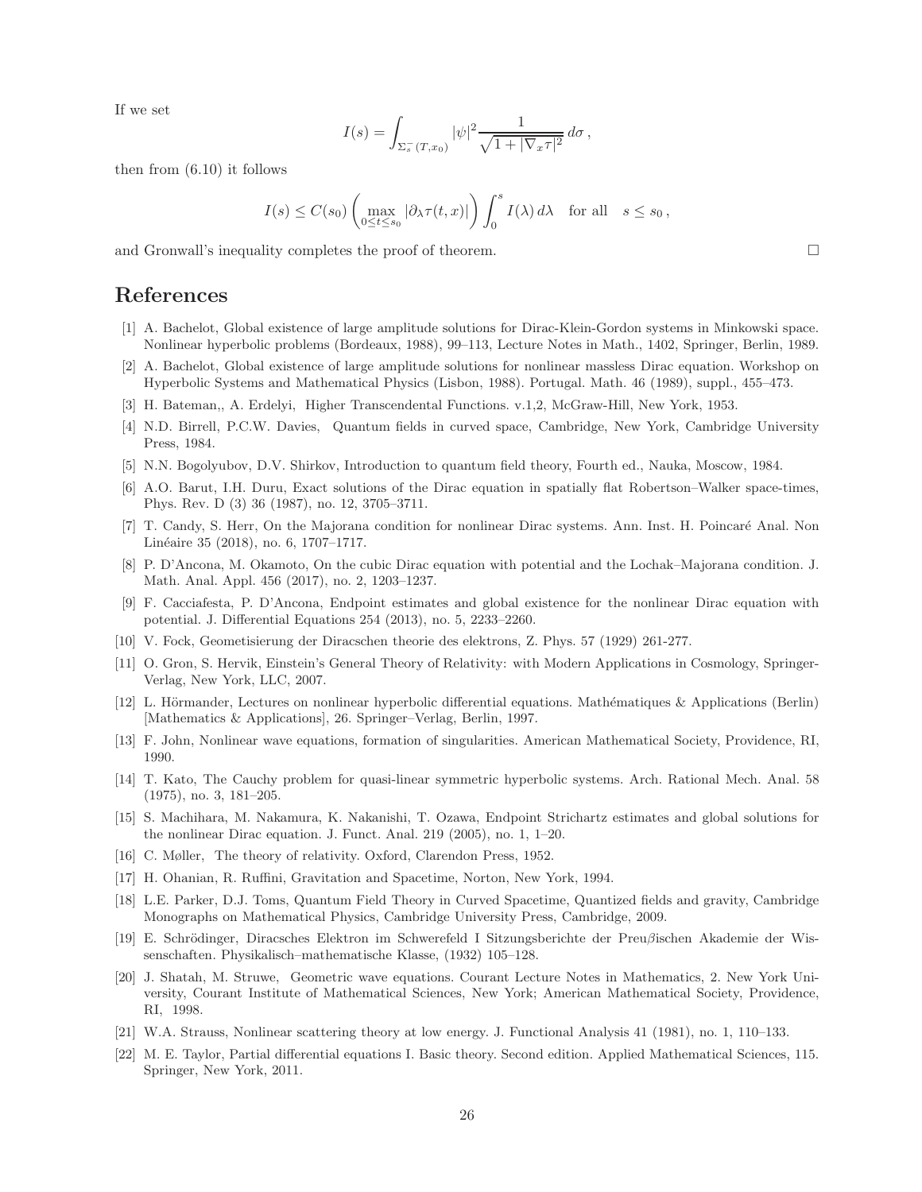If we set

$$I(s) = \int_{\Sigma_s^-(T,x_0)} |\psi|^2 \frac{1}{\sqrt{1+|\nabla_x \tau|^2}}\, d\sigma\,,$$

then from (6.10) it follows

$$I(s) \le C(s_0) \left( \max_{0\le t\le s_0} |\partial_\lambda \tau(t,x)| \right) \int_0^s I(\lambda)\, d\lambda \quad \text{for all} \quad s \le s_0\,,$$

and Gronwall's inequality completes the proof of theorem. $\square$

# References

[1] A. Bachelot, Global existence of large amplitude solutions for Dirac-Klein-Gordon systems in Minkowski space. Nonlinear hyperbolic problems (Bordeaux, 1988), 99–113, Lecture Notes in Math., 1402, Springer, Berlin, 1989.

[2] A. Bachelot, Global existence of large amplitude solutions for nonlinear massless Dirac equation. Workshop on Hyperbolic Systems and Mathematical Physics (Lisbon, 1988). Portugal. Math. 46 (1989), suppl., 455–473.

[3] H. Bateman,, A. Erdelyi, Higher Transcendental Functions. v.1,2, McGraw-Hill, New York, 1953.

[4] N.D. Birrell, P.C.W. Davies, Quantum fields in curved space, Cambridge, New York, Cambridge University Press, 1984.

[5] N.N. Bogolyubov, D.V. Shirkov, Introduction to quantum field theory, Fourth ed., Nauka, Moscow, 1984.

[6] A.O. Barut, I.H. Duru, Exact solutions of the Dirac equation in spatially flat Robertson–Walker space-times, Phys. Rev. D (3) 36 (1987), no. 12, 3705–3711.

[7] T. Candy, S. Herr, On the Majorana condition for nonlinear Dirac systems. Ann. Inst. H. Poincaré Anal. Non Linéaire 35 (2018), no. 6, 1707–1717.

[8] P. D'Ancona, M. Okamoto, On the cubic Dirac equation with potential and the Lochak–Majorana condition. J. Math. Anal. Appl. 456 (2017), no. 2, 1203–1237.

[9] F. Cacciafesta, P. D'Ancona, Endpoint estimates and global existence for the nonlinear Dirac equation with potential. J. Differential Equations 254 (2013), no. 5, 2233–2260.

[10] V. Fock, Geometisierung der Diracschen theorie des elektrons, Z. Phys. 57 (1929) 261-277.

[11] O. Gron, S. Hervik, Einstein's General Theory of Relativity: with Modern Applications in Cosmology, Springer-Verlag, New York, LLC, 2007.

[12] L. Hörmander, Lectures on nonlinear hyperbolic differential equations. Mathématiques & Applications (Berlin) [Mathematics & Applications], 26. Springer–Verlag, Berlin, 1997.

[13] F. John, Nonlinear wave equations, formation of singularities. American Mathematical Society, Providence, RI, 1990.

[14] T. Kato, The Cauchy problem for quasi-linear symmetric hyperbolic systems. Arch. Rational Mech. Anal. 58 (1975), no. 3, 181–205.

[15] S. Machihara, M. Nakamura, K. Nakanishi, T. Ozawa, Endpoint Strichartz estimates and global solutions for the nonlinear Dirac equation. J. Funct. Anal. 219 (2005), no. 1, 1–20.

[16] C. Møller, The theory of relativity. Oxford, Clarendon Press, 1952.

[17] H. Ohanian, R. Ruffini, Gravitation and Spacetime, Norton, New York, 1994.

[18] L.E. Parker, D.J. Toms, Quantum Field Theory in Curved Spacetime, Quantized fields and gravity, Cambridge Monographs on Mathematical Physics, Cambridge University Press, Cambridge, 2009.

[19] E. Schrödinger, Diracsches Elektron im Schwerefeld I Sitzungsberichte der Preuβischen Akademie der Wissenschaften. Physikalisch–mathematische Klasse, (1932) 105–128.

[20] J. Shatah, M. Struwe, Geometric wave equations. Courant Lecture Notes in Mathematics, 2. New York University, Courant Institute of Mathematical Sciences, New York; American Mathematical Society, Providence, RI, 1998.

[21] W.A. Strauss, Nonlinear scattering theory at low energy. J. Functional Analysis 41 (1981), no. 1, 110–133.

[22] M. E. Taylor, Partial differential equations I. Basic theory. Second edition. Applied Mathematical Sciences, 115. Springer, New York, 2011.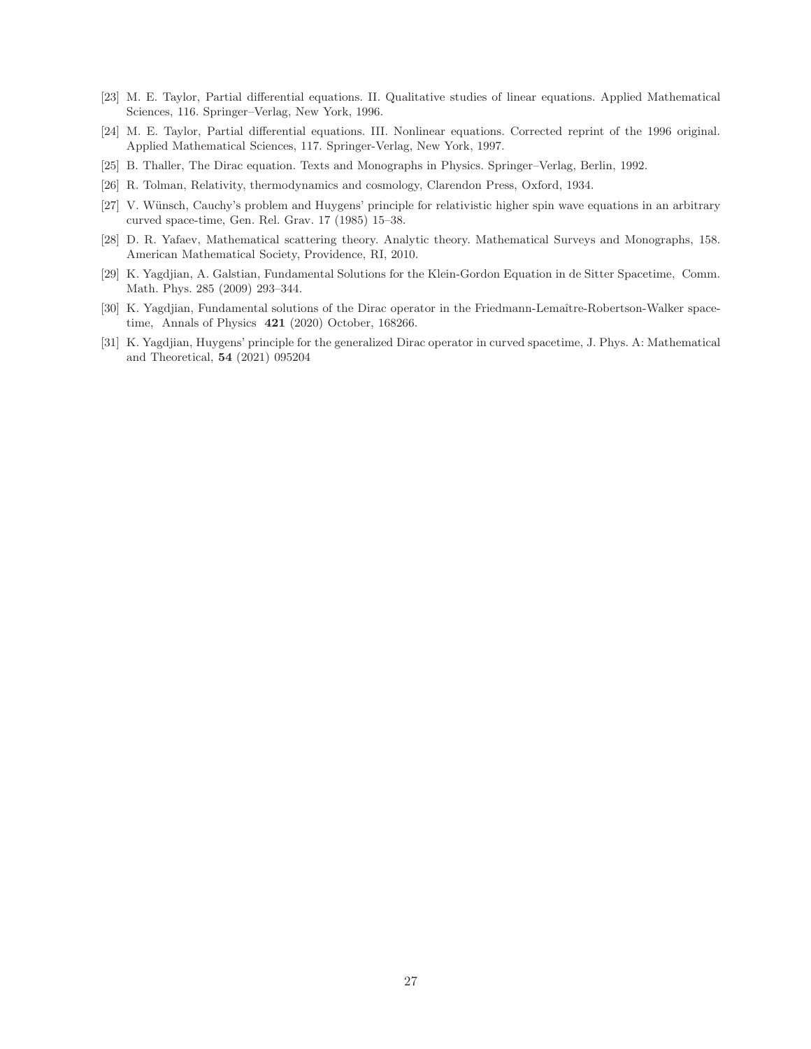[23] M. E. Taylor, Partial differential equations. II. Qualitative studies of linear equations. Applied Mathematical Sciences, 116. Springer–Verlag, New York, 1996.

[24] M. E. Taylor, Partial differential equations. III. Nonlinear equations. Corrected reprint of the 1996 original. Applied Mathematical Sciences, 117. Springer-Verlag, New York, 1997.

[25] B. Thaller, The Dirac equation. Texts and Monographs in Physics. Springer–Verlag, Berlin, 1992.

[26] R. Tolman, Relativity, thermodynamics and cosmology, Clarendon Press, Oxford, 1934.

[27] V. Wünsch, Cauchy's problem and Huygens' principle for relativistic higher spin wave equations in an arbitrary curved space-time, Gen. Rel. Grav. 17 (1985) 15–38.

[28] D. R. Yafaev, Mathematical scattering theory. Analytic theory. Mathematical Surveys and Monographs, 158. American Mathematical Society, Providence, RI, 2010.

[29] K. Yagdjian, A. Galstian, Fundamental Solutions for the Klein-Gordon Equation in de Sitter Spacetime, Comm. Math. Phys. 285 (2009) 293–344.

[30] K. Yagdjian, Fundamental solutions of the Dirac operator in the Friedmann-Lemaître-Robertson-Walker spacetime, Annals of Physics **421** (2020) October, 168266.

[31] K. Yagdjian, Huygens' principle for the generalized Dirac operator in curved spacetime, J. Phys. A: Mathematical and Theoretical, **54** (2021) 095204